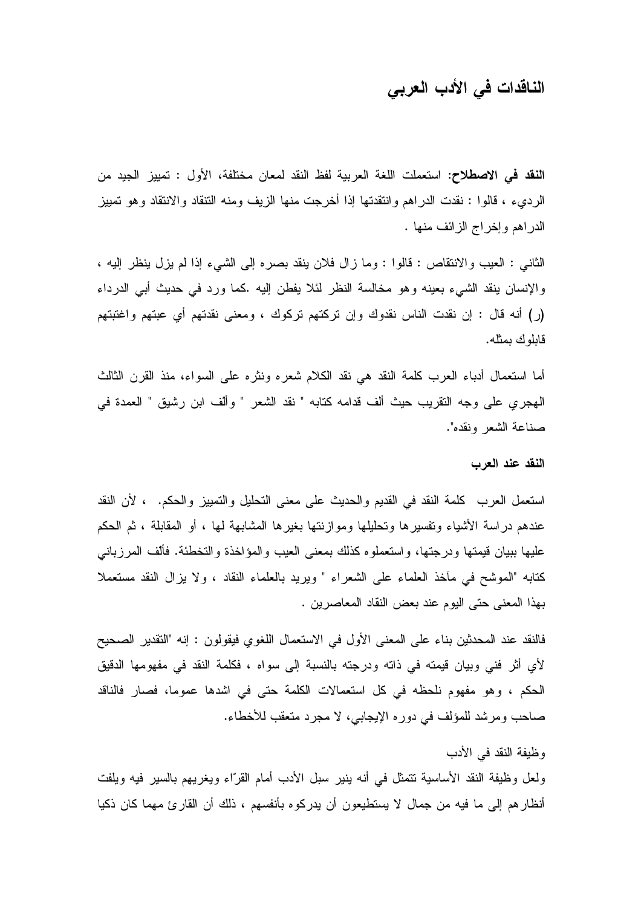# الناقدات في الأدب العربي

**النقد في الاصطلاح**: استعملت اللغة العربية لفظ النقد لمعان مختلفة، الأول : تمييز الجيد من الرديء ، قالوا : نقدت الدراهم وانتقدتها إذا أخرجت منها الزيف ومنه التنقاد والانتقاد وهو تمييز الدراهم وإخراج الزائف منها .

الثاني : العيب والانتقاص : قالوا : وما زال فلان ينقد بصره إلى الشيء إذا لم يزل ينظر إليه ، والإنسان ينقد الشيء بعينه وهو مخالسة النظر لئلا يفطن إليه .كما ورد في حديث أبي الدرداء (ر) أنه قال : إن نقدت الناس نقدوك وإن تركتهم تركوك ، ومعنى نقدتهم أي عبتهم واغتبتهم قابلوك بمثله.

أما استعمال أدباء العرب كلمة النقد هي نقد الكلام شعره ونثره على السواء، منذ القرن الثالث الهجري على وجه التقريب حيث ألف قدامه كتابه " نقد الشعر " وألف ابن رشيق " العمدة في صناعة الشعر ونقده".

**النقد عند العرب**

استعمل العرب كلمة النقد في القديم والحديث على معنى التحليل والتمييز والحكم. ، لأن النقد عندهم دراسة الأشياء وتفسيرها وتحليلها وموازنتها بغيرها المشابهة لها ، أو المقابلة ، ثم الحكم عليها ببيان قيمتها ودرجتها، واستعملوه كذلك بمعنى العيب والمؤاخذة والتخطئة. فألف المرزباني كتابه "الموشح في مآخذ العلماء على الشعراء " ويريد بالعلماء النقاد ، ولا يزال النقد مستعملا بهذا المعنى حتى اليوم عند بعض النقاد المعاصرين .

فالنقد عند المحدثين بناء على المعنى الأول في الاستعمال اللغوي فيقولون : إنه "التقدير الصحيح لأي أثر فني وبيان قيمته في ذاته ودرجته بالنسبة إلى سواه ، فكلمة النقد في مفهومها الدقيق الحكم ، وهو مفهوم نلحظه في كل استعمالات الكلمة حتى في اشدها عموما، فصار فالناقد صاحب ومرشد للمؤلف في دوره الإيجابي، لا مجرد متعقب للأخطاء.

وظيفة النقد في الأدب

ولعل وظيفة النقد الأساسية تتمثل في أنه ينير سبل الأدب أمام القرّاء ويغريهم بالسير فيه ويلفت أنظارهم إلى ما فيه من جمال لا يستطيعون أن يدركوه بأنفسهم ، ذلك أن القارئ مهما كان ذكيا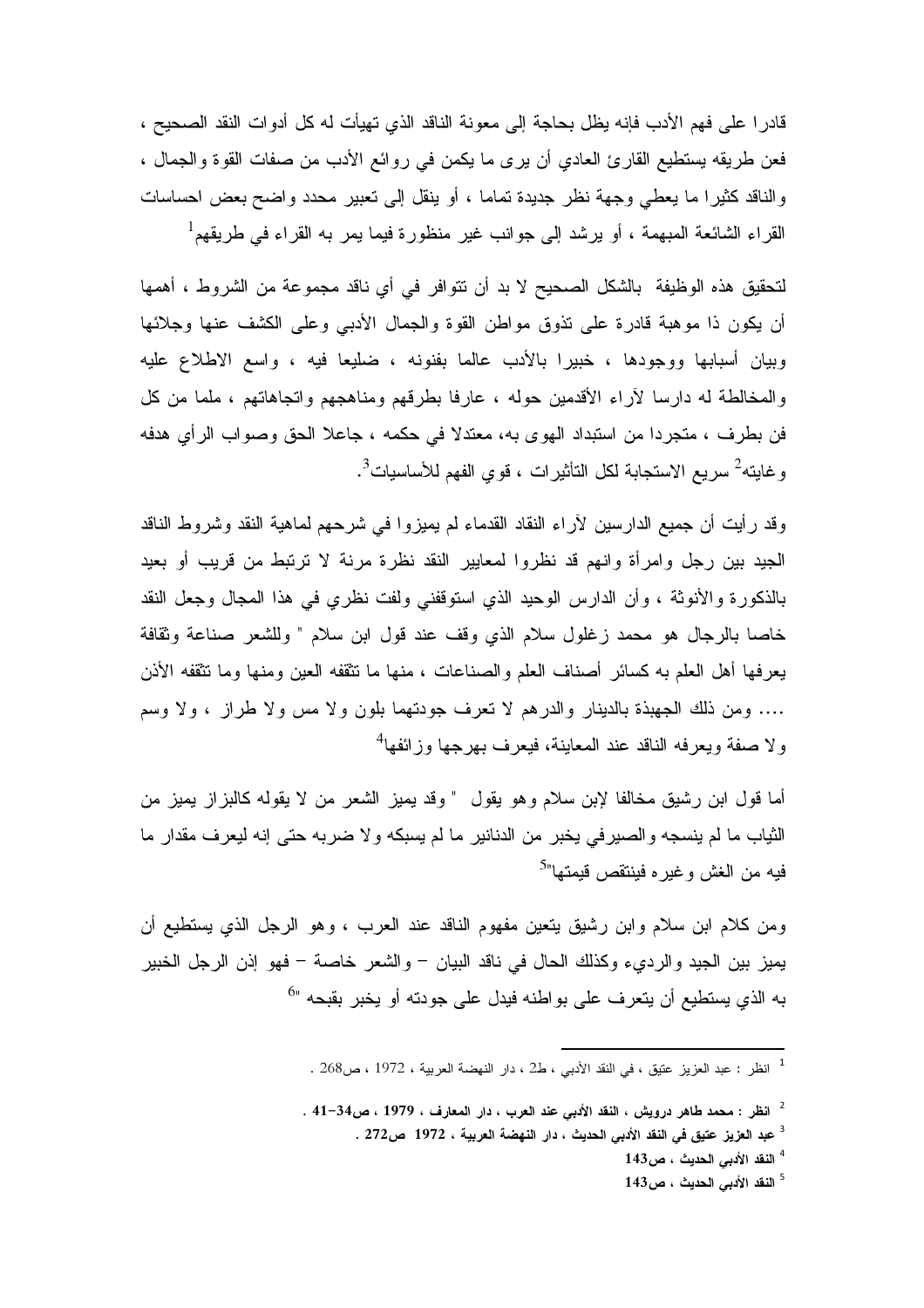قادرا على فهم الأدب فإنه يظل بحاجة إلى معونة الناقد الذي تهيأت له كل أدوات النقد الصحيح ، فعن طريقه يستطيع القارئ العادي أن يرى ما يكمن في روائع الأدب من صفات القوة والجمال ، والناقد كثيرا ما يعطي وجهة نظر جديدة تماما ، أو ينقل إلى تعبير محدد واضح بعض احساسات القراء الشائعة المبهمة ، أو يرشد إلى جوانب غير منظورة فيما يمر به القراء في طريقهم[1]

لتحقيق هذه الوظيفة بالشكل الصحيح لا بد أن تتوافر في أي ناقد مجموعة من الشروط ، أهمها أن يكون ذا موهبة قادرة على تذوق مواطن القوة والجمال الأدبي وعلى الكشف عنها وجلائها وبيان أسبابها ووجودها ، خبيرا بالأدب عالما بفنونه ، ضليعا فيه ، واسع الاطلاع عليه والمخالطة له دارسا لآراء الأقدمين حوله ، عارفا بطرقهم ومناهجهم واتجاهاتهم ، ملما من كل فن بطرف ، متجردا من استبداد الهوى به، معتدلا في حكمه ، جاعلا الحق وصواب الرأي هدفه وغايته[2] سريع الاستجابة لكل التأثيرات ، قوي الفهم للأساسيات[3].

وقد رأيت أن جميع الدارسين لآراء النقاد القدماء لم يميزوا في شرحهم لماهية النقد وشروط الناقد الجيد بين رجل وامرأة وانهم قد نظروا لمعايير النقد نظرة مرنة لا ترتبط من قريب أو بعيد بالذكورة والأنوثة ، وأن الدارس الوحيد الذي استوقفني ولفت نظري في هذا المجال وجعل النقد خاصا بالرجال هو محمد زغلول سلام الذي وقف عند قول ابن سلام " وللشعر صناعة وثقافة يعرفها أهل العلم به كسائر أصناف العلم والصناعات ، منها ما تثقفه العين ومنها وما تثقفه الأذن .... ومن ذلك الجهبذة بالدينار والدرهم لا تعرف جودتهما بلون ولا مس ولا طراز ، ولا وسم ولا صفة ويعرفه الناقد عند المعاينة، فيعرف بهرجها وزائفها[4]

أما قول ابن رشيق مخالفا لإبن سلام وهو يقول " وقد يميز الشعر من لا يقوله كالبزاز يميز من الثياب ما لم ينسجه والصيرفي يخبر من الدنانير ما لم يسبكه ولا ضربه حتى إنه ليعرف مقدار ما فيه من الغش وغيره فينتقص قيمتها"[5]

ومن كلام ابن سلام وابن رشيق يتعين مفهوم الناقد عند العرب ، وهو الرجل الذي يستطيع أن يميز بين الجيد والرديء وكذلك الحال في ناقد البيان – والشعر خاصة – فهو إذن الرجل الخبير به الذي يستطيع أن يتعرف على بواطنه فيدل على جودته أو يخبر بقبحه "[6]

---

[1] انظر : عبد العزيز عتيق ، في النقد الأدبي ، ط2 ، دار النهضة العربية ، 1972 ، ص268 .

[2] **انظر : محمد طاهر درويش ، النقد الأدبي عند العرب ، دار المعارف ، 1979 ، ص34-41 .**

[3] **عبد العزيز عتيق في النقد الأدبي الحديث ، دار النهضة العربية ، 1972 ص272 .**

[4] **النقد الأدبي الحديث ، ص143**

[5] **النقد الأدبي الحديث ، ص143**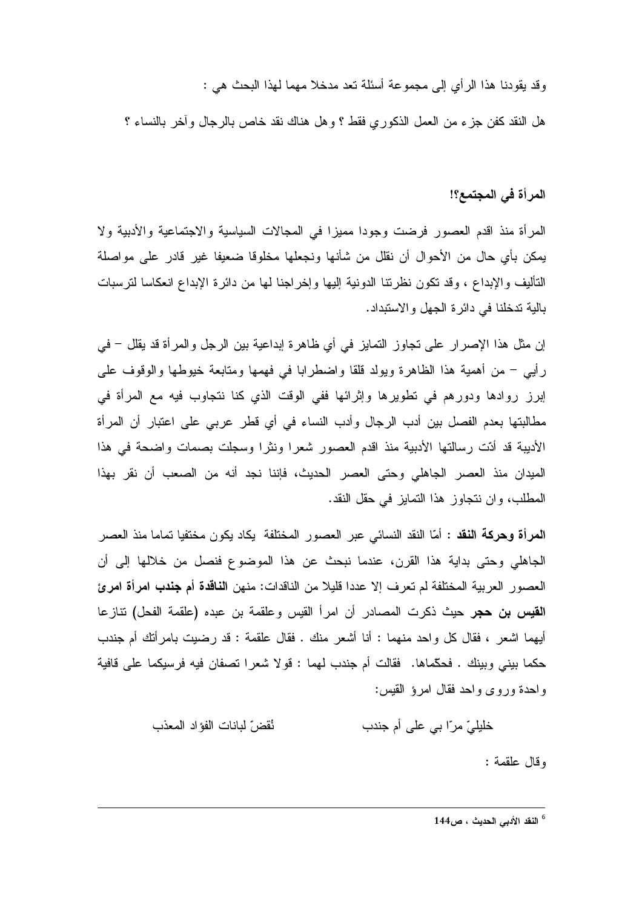وقد يقودنا هذا الرأي إلى مجموعة أسئلة تعد مدخلا مهما لهذا البحث هي :

هل النقد كفن جزء من العمل الذكوري فقط ؟ وهل هناك نقد خاص بالرجال وآخر بالنساء ؟

**المرأة في المجتمع؟!**

المرأة منذ اقدم العصور فرضت وجودا مميزا في المجالات السياسية والاجتماعية والأدبية ولا يمكن بأي حال من الأحوال أن نقلل من شأنها ونجعلها مخلوقا ضعيفا غير قادر على مواصلة التأليف والإبداع ، وقد تكون نظرتنا الدونية إليها وإخراجنا لها من دائرة الإبداع انعكاسا لترسبات بالية تدخلنا في دائرة الجهل والاستبداد.

إن مثل هذا الإصرار على تجاوز التمايز في أي ظاهرة إبداعية بين الرجل والمرأة قد يقلل – في رأيي – من أهمية هذا الظاهرة ويولد قلقا واضطرابا في فهمها ومتابعة خيوطها والوقوف على إبرز روادها ودورهم في تطويرها وإثرائها ففي الوقت الذي كنا نتجاوب فيه مع المرأة في مطالبتها بعدم الفصل بين أدب الرجال وأدب النساء في أي قطر عربي على اعتبار أن المرأة الأديبة قد أدّت رسالتها الأدبية منذ اقدم العصور شعرا ونثرا وسجلت بصمات واضحة في هذا الميدان منذ العصر الجاهلي وحتى العصر الحديث، فإننا نجد أنه من الصعب أن نقر بهذا المطلب، وان نتجاوز هذا التمايز في حقل النقد.

**المرأة وحركة النقد** : أمّا النقد النسائي عبر العصور المختلفة يكاد يكون مختفيا تماما منذ العصر الجاهلي وحتى بداية هذا القرن، عندما نبحث عن هذا الموضوع فنصل من خلالها إلى أن العصور العربية المختلفة لم تعرف إلا عددا قليلا من الناقدات: منهن **الناقدة أم جندب امرأة امرئ القيس بن حجر** حيث ذكرت المصادر أن امرأ القيس وعلقمة بن عبده (علقمة الفحل) تنازعا أيهما اشعر ، فقال كل واحد منهما : أنا أشعر منك . فقال علقمة : قد رضيت بامرأتك أم جندب حكما بيني وبينك . فحكّماها. فقالت أم جندب لهما : قولا شعرا تصفان فيه فرسيكما على قافية واحدة وروى واحد فقال امرؤ القيس:

خليليّ مرّا بي على أم جندب نُقضّ لبانات الفؤاد المعذب

وقال علقمة :

---

[6] النقد الأدبي الحديث ، ص144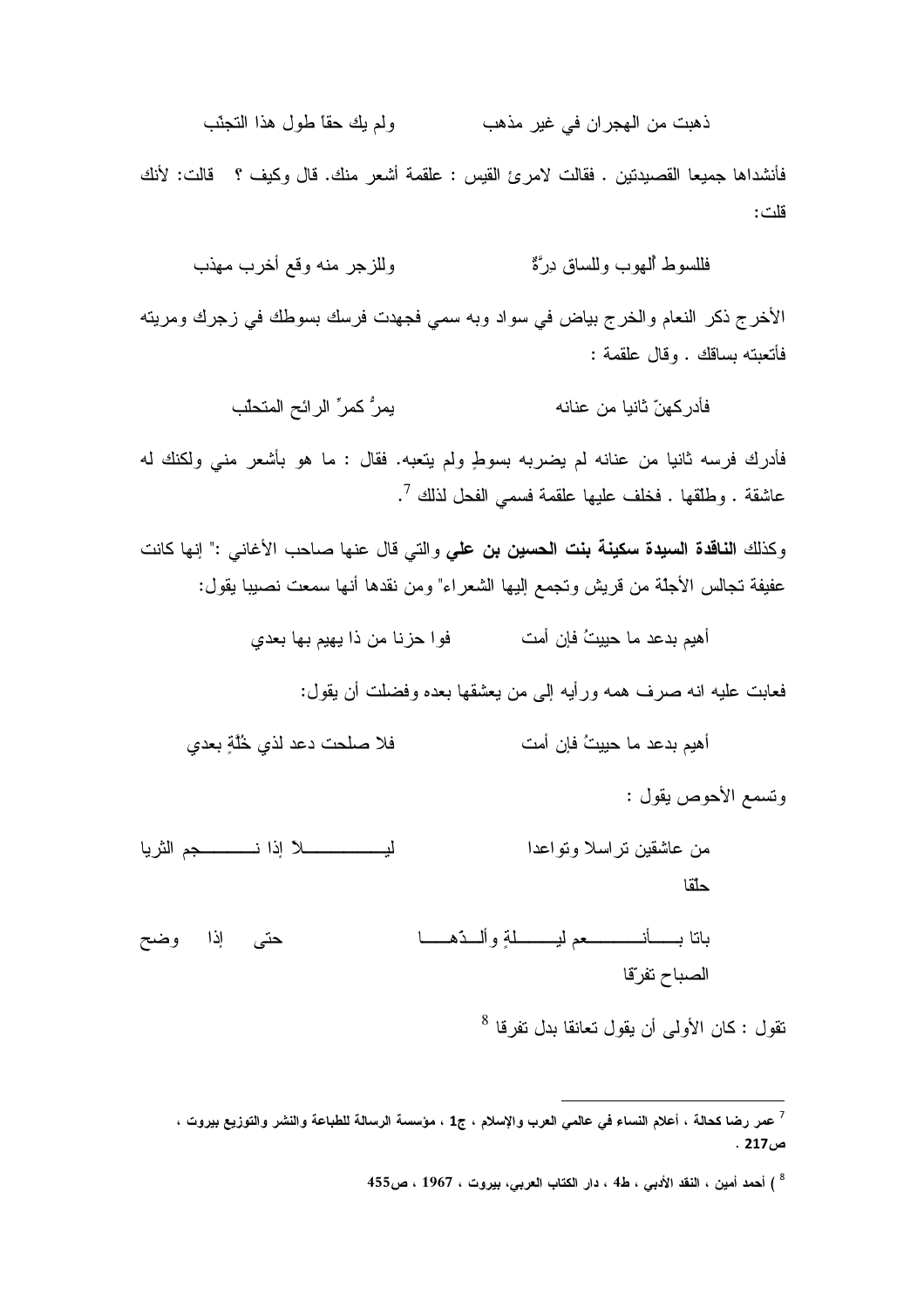ذهبت من الهجران في غير مذهب          ولم يك حقاً طول هذا التجنّب

فأنشداها جميعا القصيدتين . فقالت لامرئ القيس : علقمة أشعر منك. قال وكيف ؟ قالت: لأنك قلت:

فللسوط ألهوب وللساق دِرَّةٌ          وللزجر منه وقع أخرب مهذب

الأخرج ذكر النعام والخرج بياض في سواد وبه سمي فجهدت فرسك بسوطك في زجرك ومريته فأتعبته بساقك . وقال علقمة :

فأدركهنّ ثانيا من عنانه          يمرُّ كمرِّ الرائح المتحلّب

فأدرك فرسه ثانيا من عنانه لم يضربه بسوطٍ ولم يتعبه. فقال : ما هو بأشعر مني ولكنك له عاشقة . وطلقها . فخلف عليها علقمة فسمي الفحل لذلك [7].

وكذلك **الناقدة السيدة سكينة بنت الحسين بن علي** والتي قال عنها صاحب الأغاني :" إنها كانت عفيفة تجالس الأجلة من قريش وتجمع إليها الشعراء" ومن نقدها أنها سمعت نصيبا يقول:

أهيم بدعد ما حييتُ فإن أمت          فوا حزنا من ذا يهيم بها بعدي

فعابت عليه انه صرف همه ورأيه إلى من يعشقها بعده وفضلت أن يقول:

أهيم بدعد ما حييتُ فإن أمت          فلا صلحت دعد لذي خُلّةٍ بعدي

وتسمع الأحوص يقول :

من عاشقين تراسلا وتواعدا          ليـــلاً إذا نـــجم الثريا حلّقا

باتا بـــأنـــعم ليـــلةٍ وألـــذّهـــا          حتى إذا وضح الصباح تفرّقا

تقول : كان الأولى أن يقول تعانقا بدل تفرقا [8]

---

[7] عمر رضا كحالة ، أعلام النساء في عالمي العرب والإسلام ، ج1 ، مؤسسة الرسالة للطباعة والنشر والتوزيع بيروت ، ص217 .

[8] ) أحمد أمين ، النقد الأدبي ، ط4 ، دار الكتاب العربي، بيروت ، 1967 ، ص455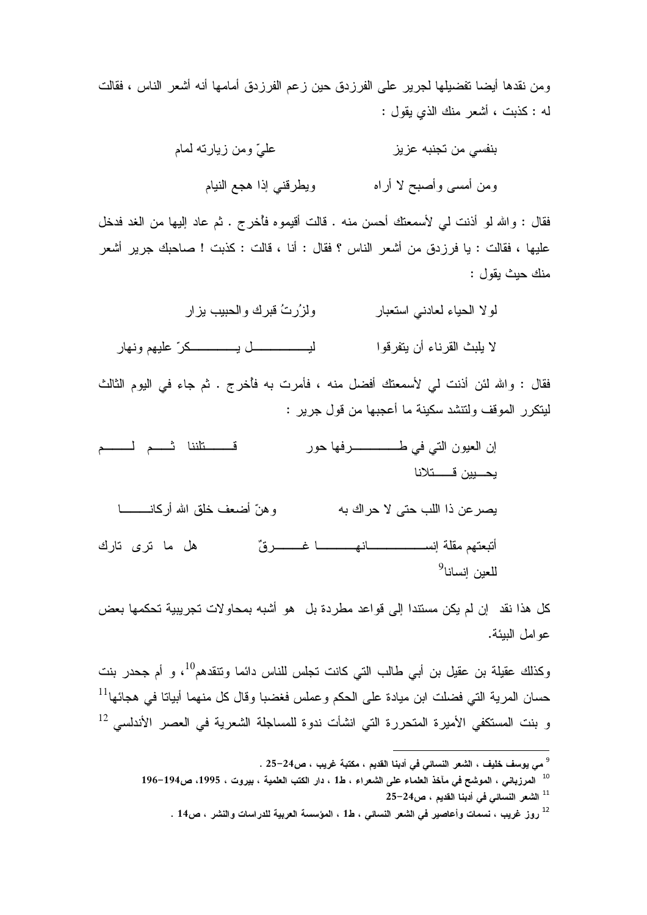ومن نقدها أيضا تفضيلها لجرير على الفرزدق حين زعم الفرزدق أمامها أنه أشعر الناس ، فقالت له : كذبت ، أشعر منك الذي يقول :

بنفسي من تجنبه عزيز        عليّ ومن زيارته لمام

ومن أمسى وأصبح لا أراه        ويطرقني إذا هجع النيام

فقال : والله لو أذنت لي لأسمعتك أحسن منه . قالت أقيموه فأُخرج . ثم عاد إليها من الغد فدخل عليها ، فقالت : يا فرزدق من أشعر الناس ؟ فقال : أنا ، قالت : كذبت ! صاحبك جرير أشعر منك حيث يقول :

لولا الحياء لعادني استعبار        ولزُرتُ قبرك والحبيب يزار

لا يلبث القرناء أن يتفرقوا        ليـــل يــكرّ عليهم ونهار

فقال : والله لئن أذنت لي لأسمعتك أفضل منه ، فأمرت به فأُخرج . ثم جاء في اليوم الثالث ليتكرر الموقف ولتنشد سكينة ما أعجبها من قول جرير :

إن العيون التي في طـرفها حور        قـتلننا ثـم لـم يحـيين قـتلانا

يصرعن ذا اللب حتى لا حراك به        وهنّ أضعف خلق الله أركانـا

أتبعتهم مقلة إنسـانهـا غـرقٌ        هل ما ترى تارك للعين إنسانا[9]

كل هذا نقد إن لم يكن مستندا إلى قواعد مطردة بل هو أشبه بمحاولات تجريبية تحكمها بعض عوامل البيئة.

وكذلك عقيلة بن عقيل بن أبي طالب التي كانت تجلس للناس دائما وتنقدهم[10]، و أم جحدر بنت حسان المرية التي فضلت ابن ميادة على الحكم وعملس فغضبا وقال كل منهما أبياتا في هجائها[11] و بنت المستكفي الأميرة المتحررة التي انشأت ندوة للمساجلة الشعرية في العصر الأندلسي [12]

---

[9] مي يوسف خليف ، الشعر النسائي في أدبنا القديم ، مكتبة غريب ، ص24–25 .

[10] المرزباني ، الموشح في مآخذ العلماء على الشعراء ، ط1 ، دار الكتب العلمية ، بيروت ، 1995، ص194–196

[11] الشعر النسائي في أدبنا القديم ، ص24–25

[12] روز غريب ، نسمات وأعاصير في الشعر النسائي ، ط1 ، المؤسسة العربية للدراسات والنشر ، ص14 .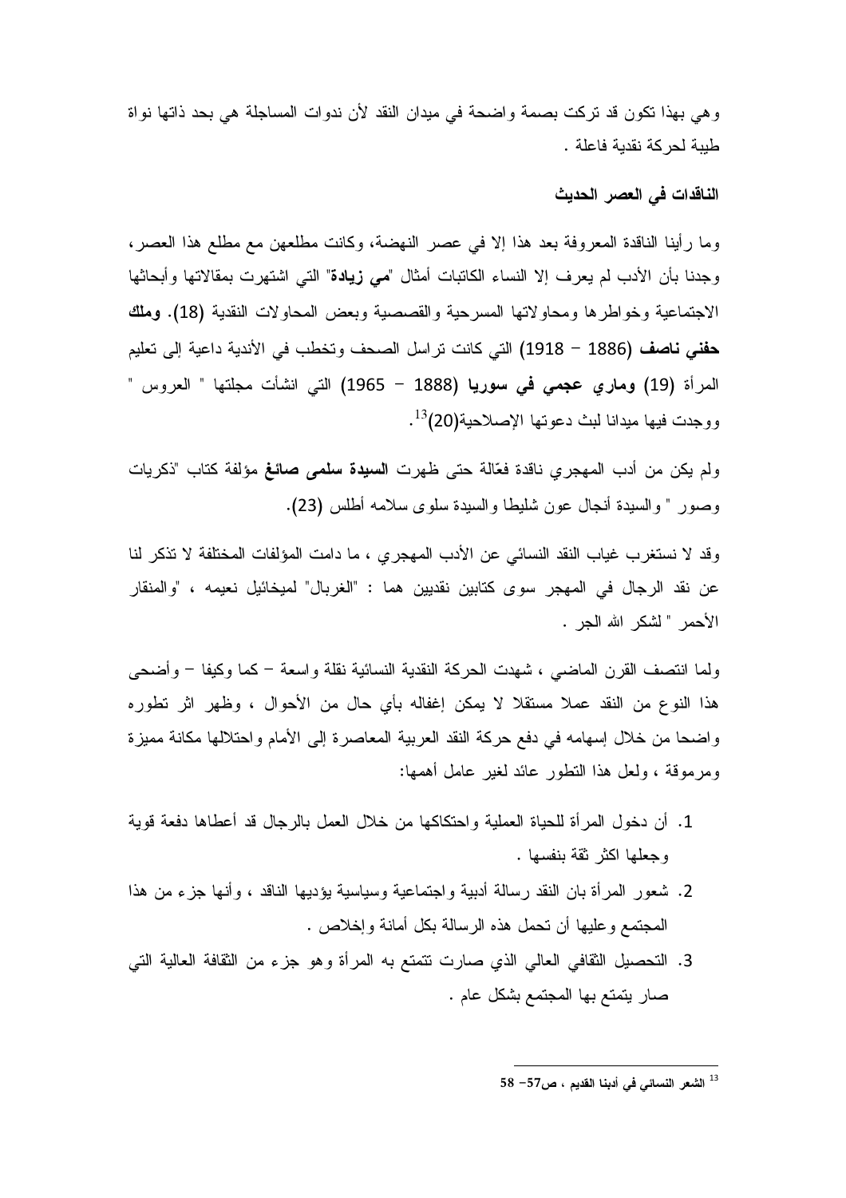وهي بهذا تكون قد تركت بصمة واضحة في ميدان النقد لأن ندوات المساجلة هي بحد ذاتها نواة طيبة لحركة نقدية فاعلة .

**الناقدات في العصر الحديث**

وما رأينا الناقدة المعروفة بعد هذا إلا في عصر النهضة، وكانت مطلعهن مع مطلع هذا العصر، وجدنا بأن الأدب لم يعرف إلا النساء الكاتبات أمثال "**مي زيادة**" التي اشتهرت بمقالاتها وأبحاثها الاجتماعية وخواطرها ومحاولاتها المسرحية والقصصية وبعض المحاولات النقدية (18). **وملك حفني ناصف** (1886 – 1918) التي كانت تراسل الصحف وتخطب في الأندية داعية إلى تعليم المرأة (19) **وماري عجمي في سوريا** (1888 – 1965) التي انشأت مجلتها " العروس " ووجدت فيها ميدانا لبث دعوتها الإصلاحية(20)[13].

ولم يكن من أدب المهجري ناقدة فعّالة حتى ظهرت **السيدة سلمى صائغ** مؤلفة كتاب "ذكريات وصور " والسيدة أنجال عون شليطا والسيدة سلوى سلامه أطلس (23).

وقد لا نستغرب غياب النقد النسائي عن الأدب المهجري ، ما دامت المؤلفات المختلفة لا تذكر لنا عن نقد الرجال في المهجر سوى كتابين نقديين هما : "الغربال" لميخائيل نعيمه ، "والمنقار الأحمر " لشكر الله الجر .

ولما انتصف القرن الماضي ، شهدت الحركة النقدية النسائية نقلة واسعة – كما وكيفا – وأضحى هذا النوع من النقد عملا مستقلا لا يمكن إغفاله بأي حال من الأحوال ، وظهر اثر تطوره واضحا من خلال إسهامه في دفع حركة النقد العربية المعاصرة إلى الأمام واحتلالها مكانة مميزة ومرموقة ، ولعل هذا التطور عائد لغير عامل أهمها:

1. أن دخول المرأة للحياة العملية واحتكاكها من خلال العمل بالرجال قد أعطاها دفعة قوية وجعلها اكثر ثقة بنفسها .
2. شعور المرأة بان النقد رسالة أدبية واجتماعية وسياسية يؤديها الناقد ، وأنها جزء من هذا المجتمع وعليها أن تحمل هذه الرسالة بكل أمانة وإخلاص .
3. التحصيل الثقافي العالي الذي صارت تتمتع به المرأة وهو جزء من الثقافة العالية التي صار يتمتع بها المجتمع بشكل عام .

---

[13] **الشعر النسائي في أدبنا القديم ، ص57– 58**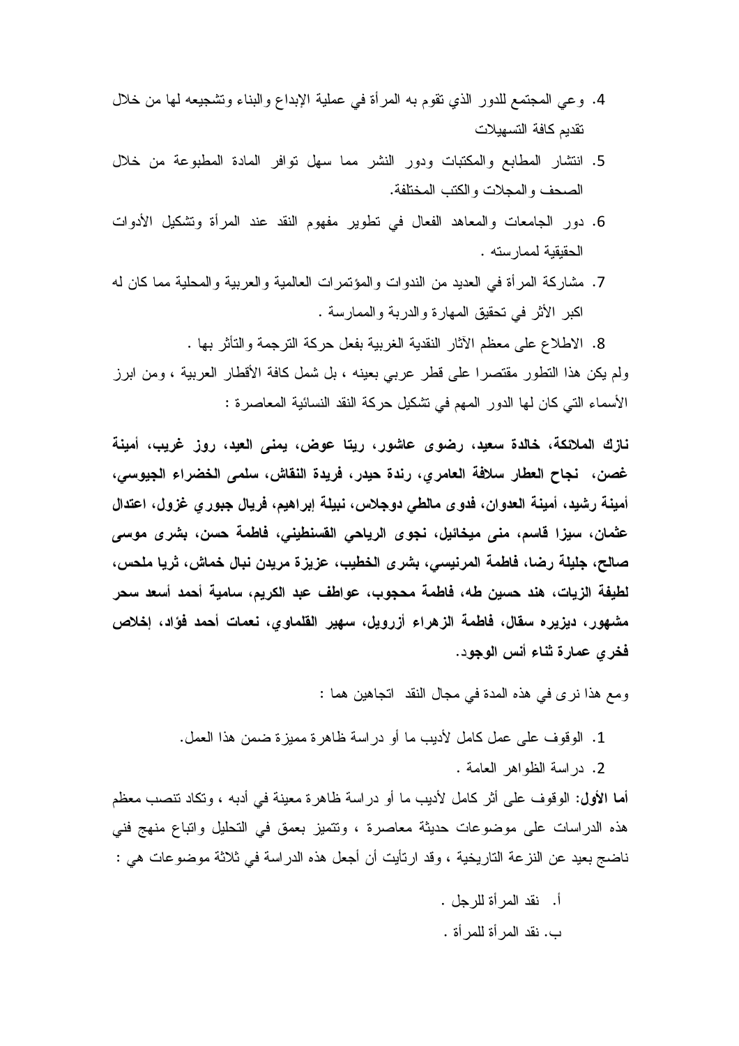4. وعي المجتمع للدور الذي تقوم به المرأة في عملية الإبداع والبناء وتشجيعه لها من خلال تقديم كافة التسهيلات

5. انتشار المطابع والمكتبات ودور النشر مما سهل توافر المادة المطبوعة من خلال الصحف والمجلات والكتب المختلفة.

6. دور الجامعات والمعاهد الفعال في تطوير مفهوم النقد عند المرأة وتشكيل الأدوات الحقيقية لممارسته .

7. مشاركة المرأة في العديد من الندوات والمؤتمرات العالمية والعربية والمحلية مما كان له اكبر الأثر في تحقيق المهارة والدربة والممارسة .

8. الاطلاع على معظم الآثار النقدية الغربية بفعل حركة الترجمة والتأثر بها .

ولم يكن هذا التطور مقتصرا على قطر عربي بعينه ، بل شمل كافة الأقطار العربية ، ومن ابرز الأسماء التي كان لها الدور المهم في تشكيل حركة النقد النسائية المعاصرة :

**نازك الملائكة، خالدة سعيد، رضوى عاشور، ريتا عوض، يمنى العيد، روز غريب، أمينة غصن، نجاح العطار سلافة العامري، رندة حيدر، فريدة النقاش، سلمى الخضراء الجيوسي، أمينة رشيد، أمينة العدوان، فدوى مالطي دوجلاس، نبيلة إبراهيم، فريال جبوري غزول، اعتدال عثمان، سيزا قاسم، منى ميخائيل، نجوى الرياحي القسنطيني، فاطمة حسن، بشرى موسى صالح، جليلة رضا، فاطمة المرنيسي، بشرى الخطيب، عزيزة مريدن نبال خماش، ثريا ملحس، لطيفة الزيات، هند حسين طه، فاطمة محجوب، عواطف عبد الكريم، سامية أحمد أسعد سحر مشهور، ديزيره سقال، فاطمة الزهراء أزرويل، سهير القلماوي، نعمات أحمد فؤاد، إخلاص فخري عمارة ثناء أنس الوجود.**

ومع هذا نرى في هذه المدة في مجال النقد اتجاهين هما :

1. الوقوف على عمل كامل لأديب ما أو دراسة ظاهرة مميزة ضمن هذا العمل.
2. دراسة الظواهر العامة .

**أما الأول:** الوقوف على أثر كامل لأديب ما أو دراسة ظاهرة معينة في أدبه ، وتكاد تنصب معظم هذه الدراسات على موضوعات حديثة معاصرة ، وتتميز بعمق في التحليل واتباع منهج فني ناضج بعيد عن النزعة التاريخية ، وقد ارتأيت أن أجعل هذه الدراسة في ثلاثة موضوعات هي :

أ. نقد المرأة للرجل .

ب. نقد المرأة للمرأة .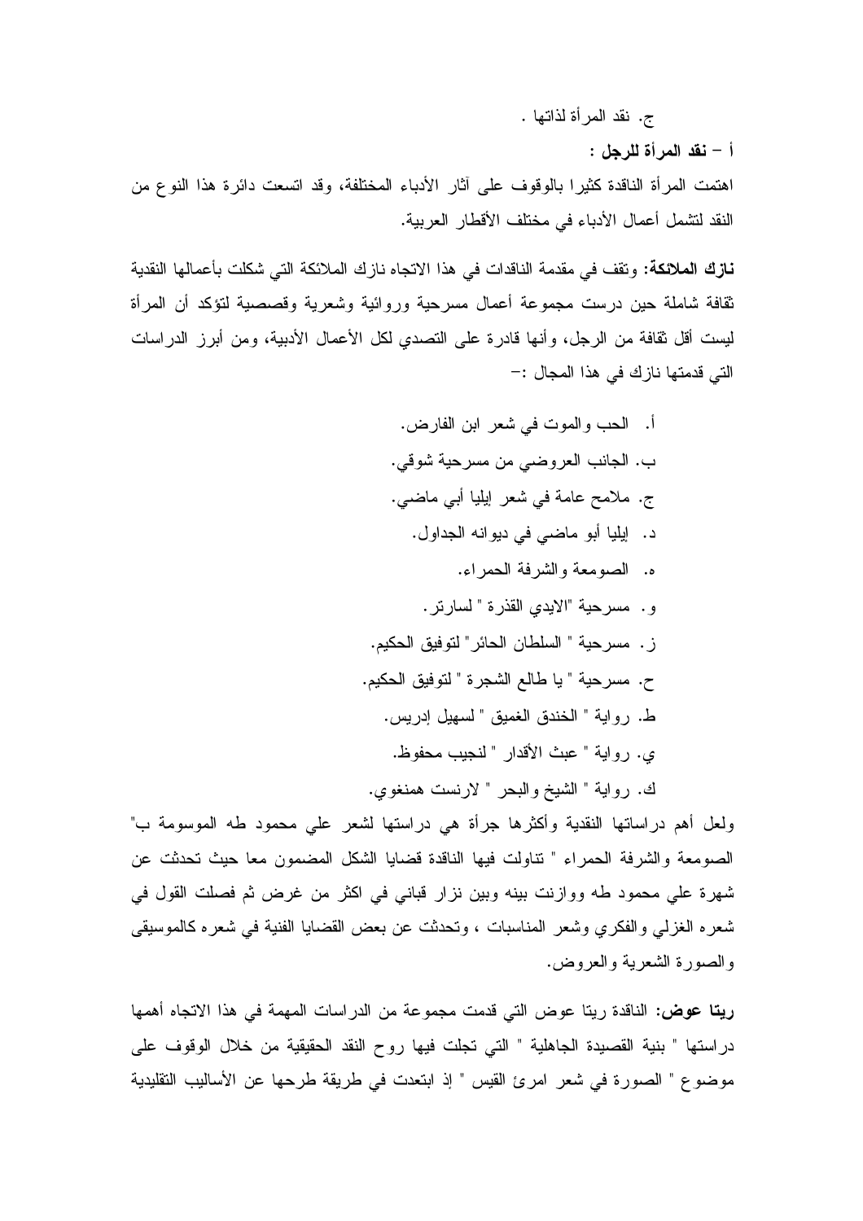ج. نقد المرأة لذاتها .

أ – **نقد المرأة للرجل** :

اهتمت المرأة الناقدة كثيرا بالوقوف على آثار الأدباء المختلفة، وقد اتسعت دائرة هذا النوع من النقد لتشمل أعمال الأدباء في مختلف الأقطار العربية.

**نازك الملائكة:** وتقف في مقدمة الناقدات في هذا الاتجاه نازك الملائكة التي شكلت بأعمالها النقدية ثقافة شاملة حين درست مجموعة أعمال مسرحية وروائية وشعرية وقصصية لتؤكد أن المرأة ليست أقل ثقافة من الرجل، وأنها قادرة على التصدي لكل الأعمال الأدبية، ومن أبرز الدراسات التي قدمتها نازك في هذا المجال :-

أ. الحب والموت في شعر ابن الفارض.

ب. الجانب العروضي من مسرحية شوقي.

ج. ملامح عامة في شعر إيليا أبي ماضي.

د. إيليا أبو ماضي في ديوانه الجداول.

ه. الصومعة والشرفة الحمراء.

و. مسرحية "الايدي القذرة " لسارتر.

ز. مسرحية " السلطان الحائر" لتوفيق الحكيم.

ح. مسرحية " يا طالع الشجرة " لتوفيق الحكيم.

ط. رواية " الخندق الغميق " لسهيل إدريس.

ي. رواية " عبث الأقدار " لنجيب محفوظ.

ك. رواية " الشيخ والبحر " لارنست همنغوي.

ولعل أهم دراساتها النقدية وأكثرها جرأة هي دراستها لشعر علي محمود طه الموسومة ب" الصومعة والشرفة الحمراء " تناولت فيها الناقدة قضايا الشكل المضمون معا حيث تحدثت عن شهرة علي محمود طه ووازنت بينه وبين نزار قباني في اكثر من غرض ثم فصلت القول في شعره الغزلي والفكري وشعر المناسبات ، وتحدثت عن بعض القضايا الفنية في شعره كالموسيقى والصورة الشعرية والعروض.

**ريتا عوض:** الناقدة ريتا عوض التي قدمت مجموعة من الدراسات المهمة في هذا الاتجاه أهمها دراستها " بنية القصيدة الجاهلية " التي تجلت فيها روح النقد الحقيقية من خلال الوقوف على موضوع " الصورة في شعر امرئ القيس " إذ ابتعدت في طريقة طرحها عن الأساليب التقليدية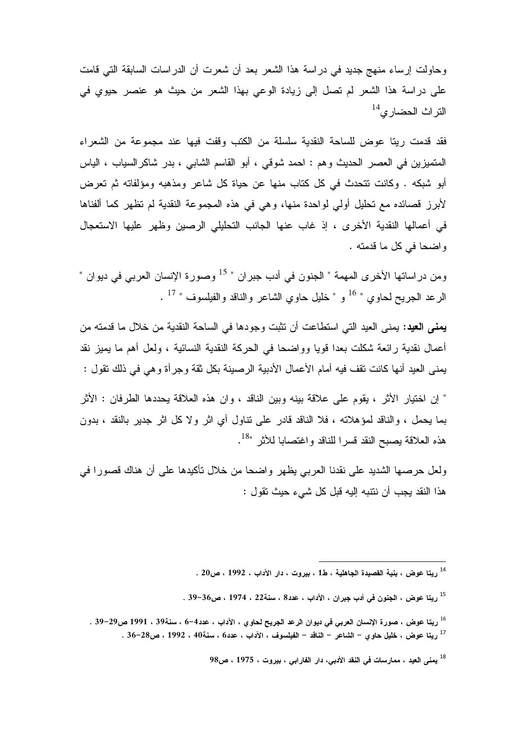وحاولت إرساء منهج جديد في دراسة هذا الشعر بعد أن شعرت أن الدراسات السابقة التي قامت على دراسة هذا الشعر لم تصل إلى زيادة الوعي بهذا الشعر من حيث هو عنصر حيوي في التراث الحضاري[14]

فقد قدمت ريتا عوض للساحة النقدية سلسلة من الكتب وقفت فيها عند مجموعة من الشعراء المتميزين في العصر الحديث وهم : احمد شوقي ، أبو القاسم الشابي ، بدر شاكرالسياب ، الياس أبو شبكه . وكانت تتحدث في كل كتاب منها عن حياة كل شاعر ومذهبه ومؤلفاته ثم تعرض لأبرز قصائده مع تحليل أولي لواحدة منها، وهي في هذه المجموعة النقدية لم تظهر كما ألفناها في أعمالها النقدية الأخرى ، إذ غاب عنها الجانب التحليلي الرصين وظهر عليها الاستعجال واضحا في كل ما قدمته .

ومن دراساتها الأخرى المهمة " الجنون في أدب جبران " [15] وصورة الإنسان العربي في ديوان " الرعد الجريح لحاوي " [16] و " خليل حاوي الشاعر والناقد والفيلسوف " [17] .

**يمنى العيد:** يمنى العيد التي استطاعت أن تثبت وجودها في الساحة النقدية من خلال ما قدمته من أعمال نقدية رائعة شكلت بعدا قويا وواضحا في الحركة النقدية النسائية ، ولعل أهم ما يميز نقد يمنى العيد أنها كانت تقف فيه أمام الأعمال الأدبية الرصينة بكل ثقة وجرأة وهي في ذلك تقول :

" إن اختيار الأثر ، يقوم على علاقة بينه وبين الناقد ، وان هذه العلاقة يحددها الطرفان : الأثر بما يحمل ، والناقد لمؤهلاته ، فلا الناقد قادر على تناول أي اثر ولا كل اثر جدير بالنقد ، بدون هذه العلاقة يصبح النقد قسرا للناقد واغتصابا للأثر "[18].

ولعل حرصها الشديد على نقدنا العربي يظهر واضحا من خلال تأكيدها على أن هناك قصورا في هذا النقد يجب أن نتنبه إليه قبل كل شيء حيث تقول :

---

[14] ريتا عوض ، بنية القصيدة الجاهلية ، ط1 ، بيروت ، دار الآداب ، 1992 ، ص20 .

[15] ريتا عوض ، الجنون في أدب جبران ، الآداب ، عدد8 ، سنة22 ، 1974 ، ص36-39 .

[16] ريتا عوض ، صورة الإنسان العربي في ديوان الرعد الجريح لحاوي ، الآداب ، عدد4-6 ، سنة39 ، 1991 ص29-39 .

[17] ريتا عوض ، خليل حاوي – الشاعر – الناقد – الفيلسوف ، الآداب ، عدد6 ، سنة40 ، 1992 ، ص28-36 .

[18] يمنى العيد ، ممارسات في النقد الأدبي، دار الفارابي ، بيروت ، 1975 ، ص98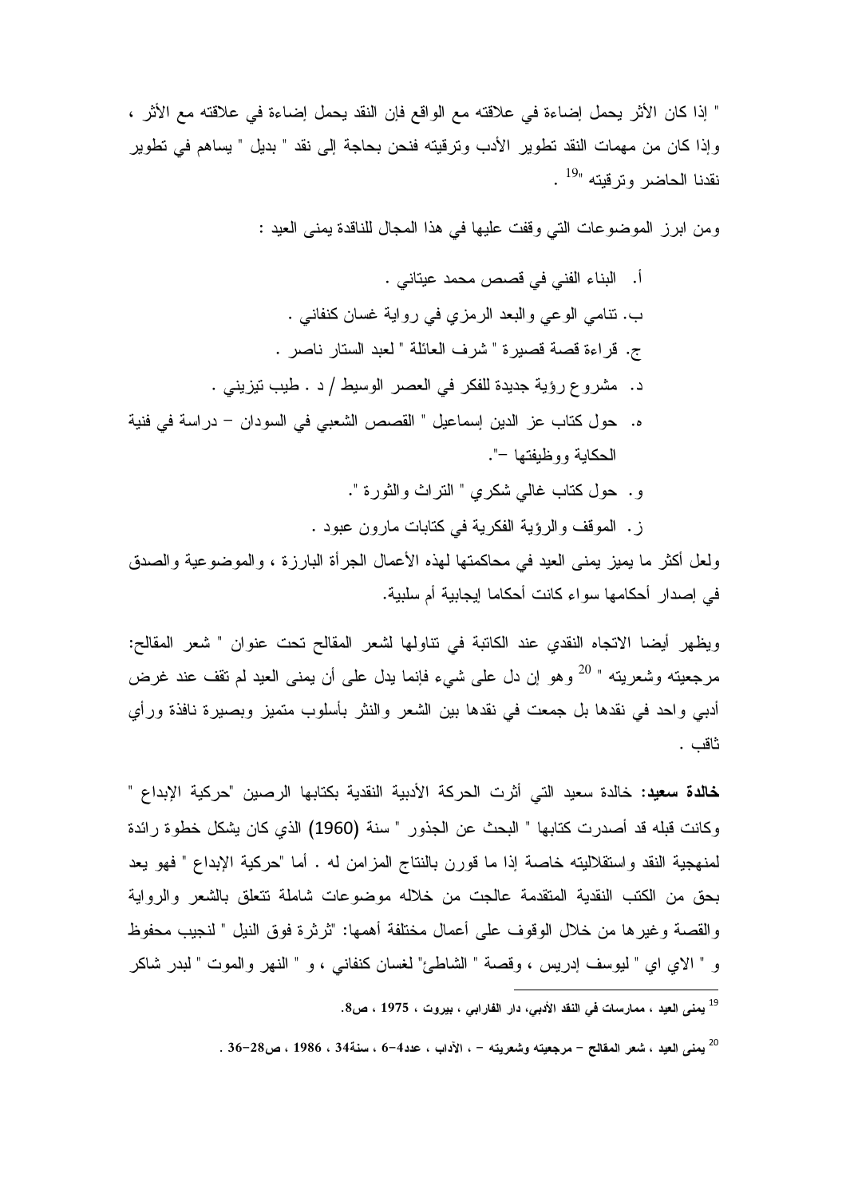" إذا كان الأثر يحمل إضاءة في علاقته مع الواقع فإن النقد يحمل إضاءة في علاقته مع الأثر ، وإذا كان من مهمات النقد تطوير الأدب وترقيته فنحن بحاجة إلى نقد " بديل " يساهم في تطوير نقدنا الحاضر وترقيته "[19] .

ومن ابرز الموضوعات التي وقفت عليها في هذا المجال للناقدة يمنى العيد :

أ. البناء الفني في قصص محمد عيتاني .
ب. تنامي الوعي والبعد الرمزي في رواية غسان كنفاني .
ج. قراءة قصة قصيرة " شرف العائلة " لعبد الستار ناصر .
د. مشروع رؤية جديدة للفكر في العصر الوسيط / د . طيب تيزيني .
ه. حول كتاب عز الدين إسماعيل " القصص الشعبي في السودان – دراسة في فنية الحكاية ووظيفتها –".
و. حول كتاب غالي شكري " التراث والثورة ".
ز. الموقف والرؤية الفكرية في كتابات مارون عبود .

ولعل أكثر ما يميز يمنى العيد في محاكمتها لهذه الأعمال الجرأة البارزة ، والموضوعية والصدق في إصدار أحكامها سواء كانت أحكاما إيجابية أم سلبية.

ويظهر أيضا الاتجاه النقدي عند الكاتبة في تناولها لشعر المقالح تحت عنوان " شعر المقالح: مرجعيته وشعريته "[20] وهو إن دل على شيء فإنما يدل على أن يمنى العيد لم تقف عند غرض أدبي واحد في نقدها بل جمعت في نقدها بين الشعر والنثر بأسلوب متميز وبصيرة نافذة ورأي ثاقب .

**خالدة سعيد:** خالدة سعيد التي أثرت الحركة الأدبية النقدية بكتابها الرصين "حركية الإبداع " وكانت قبله قد أصدرت كتابها " البحث عن الجذور " سنة (1960) الذي كان يشكل خطوة رائدة لمنهجية النقد واستقلاليته خاصة إذا ما قورن بالنتاج المزامن له . أما "حركية الإبداع " فهو يعد بحق من الكتب النقدية المتقدمة عالجت من خلاله موضوعات شاملة تتعلق بالشعر والرواية والقصة وغيرها من خلال الوقوف على أعمال مختلفة أهمها: "ثرثرة فوق النيل " لنجيب محفوظ و " الاي اي " ليوسف إدريس ، وقصة " الشاطئ" لغسان كنفاني ، و " النهر والموت " لبدر شاكر

---

[19] يمنى العيد ، ممارسات في النقد الأدبي، دار الفارابي ، بيروت ، 1975 ، ص8.

[20] يمنى العيد ، شعر المقالح – مرجعيته وشعريته – ، الآداب ، عدد4–6 ، سنة34 ، 1986 ، ص28–36 .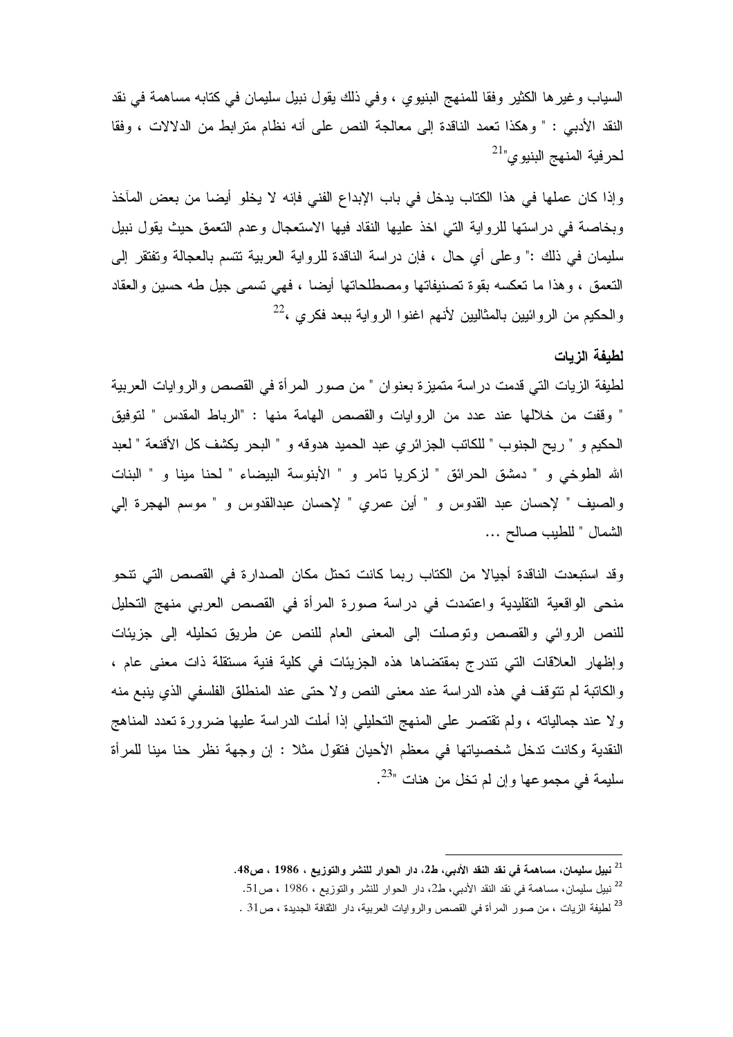السياب وغيرها الكثير وفقا للمنهج البنيوي ، وفي ذلك يقول نبيل سليمان في كتابه مساهمة في نقد النقد الأدبي : " وهكذا تعمد الناقدة إلى معالجة النص على أنه نظام مترابط من الدلالات ، وفقا لحرفية المنهج البنيوي"[21]

وإذا كان عملها في هذا الكتاب يدخل في باب الإبداع الفني فإنه لا يخلو أيضا من بعض المآخذ وبخاصة في دراستها للرواية التي اخذ عليها النقاد فيها الاستعجال وعدم التعمق حيث يقول نبيل سليمان في ذلك :" وعلى أي حال ، فإن دراسة الناقدة للرواية العربية تتسم بالعجالة وتفتقر إلى التعمق ، وهذا ما تعكسه بقوة تصنيفاتها ومصطلحاتها أيضا ، فهي تسمى جيل طه حسين والعقاد والحكيم من الروائيين بالمثاليين لأنهم اغنوا الرواية ببعد فكري ،[22]

**لطيفة الزيات**

لطيفة الزيات التي قدمت دراسة متميزة بعنوان " من صور المرأة في القصص والروايات العربية " وقفت من خلالها عند عدد من الروايات والقصص الهامة منها : "الرباط المقدس " لتوفيق الحكيم و " ريح الجنوب " للكاتب الجزائري عبد الحميد هدوقه و " البحر يكشف كل الأقنعة " لعبد الله الطوخي و " دمشق الحرائق " لزكريا تامر و " الأبنوسة البيضاء " لحنا مينا و " البنات والصيف " لإحسان عبد القدوس و " أين عمري " لإحسان عبدالقدوس و " موسم الهجرة إلي الشمال " للطيب صالح ...

وقد استبعدت الناقدة أجيالا من الكتاب ربما كانت تحتل مكان الصدارة في القصص التي تنحو منحى الواقعية التقليدية واعتمدت في دراسة صورة المرأة في القصص العربي منهج التحليل للنص الروائي والقصص وتوصلت إلى المعنى العام للنص عن طريق تحليله إلى جزيئات وإظهار العلاقات التي تندرج بمقتضاها هذه الجزيئات في كلية فنية مستقلة ذات معنى عام ، والكاتبة لم تتوقف في هذه الدراسة عند معنى النص ولا حتى عند المنطلق الفلسفي الذي ينبع منه ولا عند جمالياته ، ولم تقتصر على المنهج التحليلي إذا أملت الدراسة عليها ضرورة تعدد المناهج النقدية وكانت تدخل شخصياتها في معظم الأحيان فتقول مثلا : إن وجهة نظر حنا مينا للمرأة سليمة في مجموعها وإن لم تخل من هنات "[23].

---

[21] **نبيل سليمان، مساهمة في نقد النقد الأدبي، ط2، دار الحوار للنشر والتوزيع ، 1986 ، ص48.**

[22] نبيل سليمان، مساهمة في نقد النقد الأدبي، ط2، دار الحوار للنشر والتوزيع ، 1986 ، ص51.

[23] لطيفة الزيات ، من صور المرأة في القصص والروايات العربية، دار الثقافة الجديدة ، ص31 .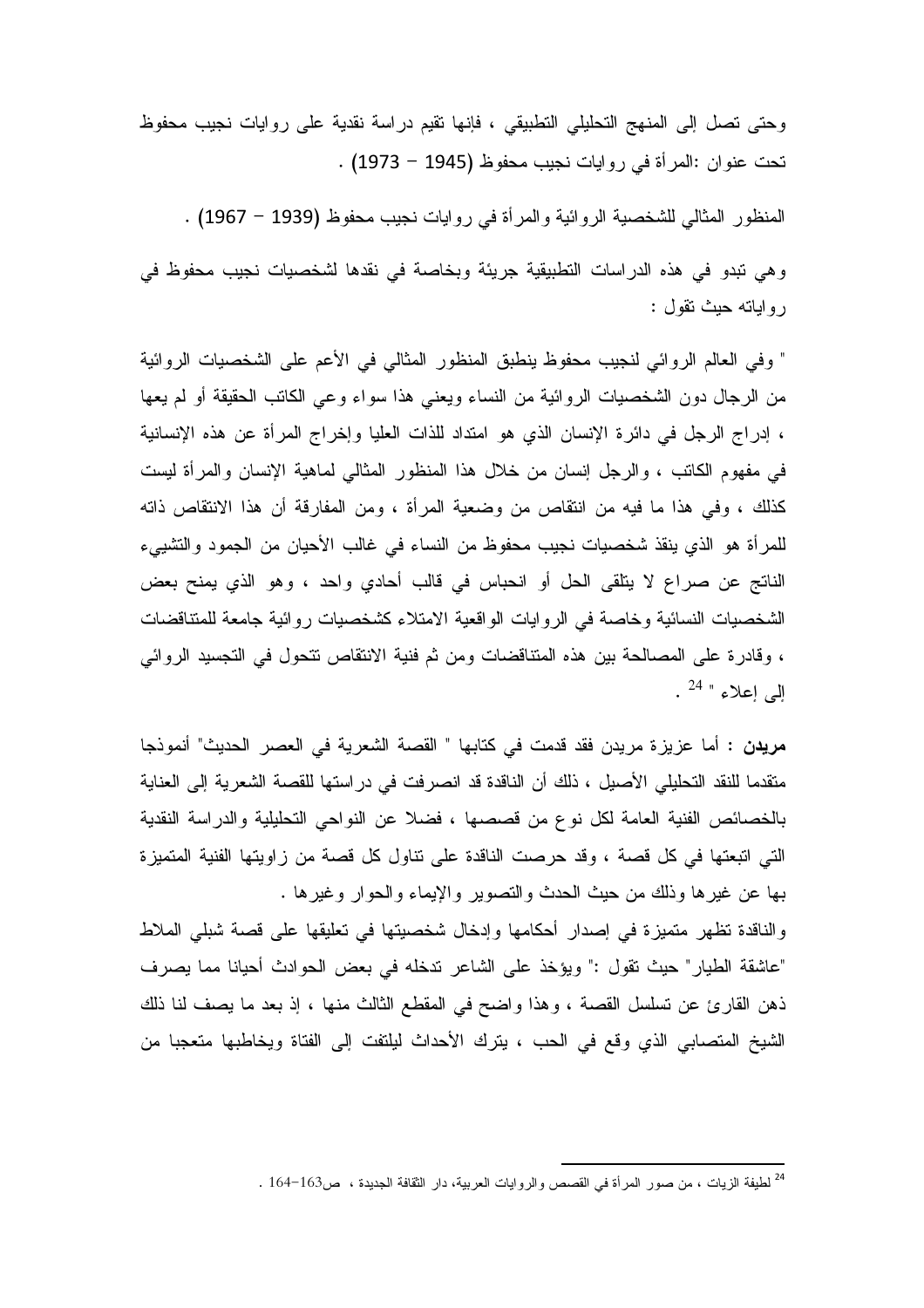وحتى تصل إلى المنهج التحليلي التطبيقي ، فإنها تقيم دراسة نقدية على روايات نجيب محفوظ تحت عنوان :المرأة في روايات نجيب محفوظ (1945 – 1973) .

المنظور المثالي للشخصية الروائية والمرأة في روايات نجيب محفوظ (1939 – 1967) .

وهي تبدو في هذه الدراسات التطبيقية جريئة وبخاصة في نقدها لشخصيات نجيب محفوظ في رواياته حيث تقول :

" وفي العالم الروائي لنجيب محفوظ ينطبق المنظور المثالي في الأعم على الشخصيات الروائية من الرجال دون الشخصيات الروائية من النساء ويعني هذا سواء وعي الكاتب الحقيقة أو لم يعها ، إدراج الرجل في دائرة الإنسان الذي هو امتداد للذات العليا وإخراج المرأة عن هذه الإنسانية في مفهوم الكاتب ، والرجل إنسان من خلال هذا المنظور المثالي لماهية الإنسان والمرأة ليست كذلك ، وفي هذا ما فيه من انتقاص من وضعية المرأة ، ومن المفارقة أن هذا الانتقاص ذاته للمرأة هو الذي ينقذ شخصيات نجيب محفوظ من النساء في غالب الأحيان من الجمود والتشييء الناتج عن صراع لا يتلقى الحل أو انحباس في قالب أحادي واحد ، وهو الذي يمنح بعض الشخصيات النسائية وخاصة في الروايات الواقعية الامتلاء كشخصيات روائية جامعة للمتناقضات ، وقادرة على المصالحة بين هذه المتناقضات ومن ثم فنية الانتقاص تتحول في التجسيد الروائي إلى إعلاء " [24] .

**مريدن :** أما عزيزة مريدن فقد قدمت في كتابها " القصة الشعرية في العصر الحديث" أنموذجا متقدما للنقد التحليلي الأصيل ، ذلك أن الناقدة قد انصرفت في دراستها للقصة الشعرية إلى العناية بالخصائص الفنية العامة لكل نوع من قصصها ، فضلا عن النواحي التحليلية والدراسة النقدية التي اتبعتها في كل قصة ، وقد حرصت الناقدة على تناول كل قصة من زاويتها الفنية المتميزة بها عن غيرها وذلك من حيث الحدث والتصوير والإيماء والحوار وغيرها .

والناقدة تظهر متميزة في إصدار أحكامها وإدخال شخصيتها في تعليقها على قصة شبلي الملاط "عاشقة الطيار" حيث تقول :" ويؤخذ على الشاعر تدخله في بعض الحوادث أحيانا مما يصرف ذهن القارئ عن تسلسل القصة ، وهذا واضح في المقطع الثالث منها ، إذ بعد ما يصف لنا ذلك الشيخ المتصابي الذي وقع في الحب ، يترك الأحداث ليلتفت إلى الفتاة ويخاطبها متعجبا من

---

[24] لطيفة الزيات ، من صور المرأة في القصص والروايات العربية، دار الثقافة الجديدة ، ص163-164 .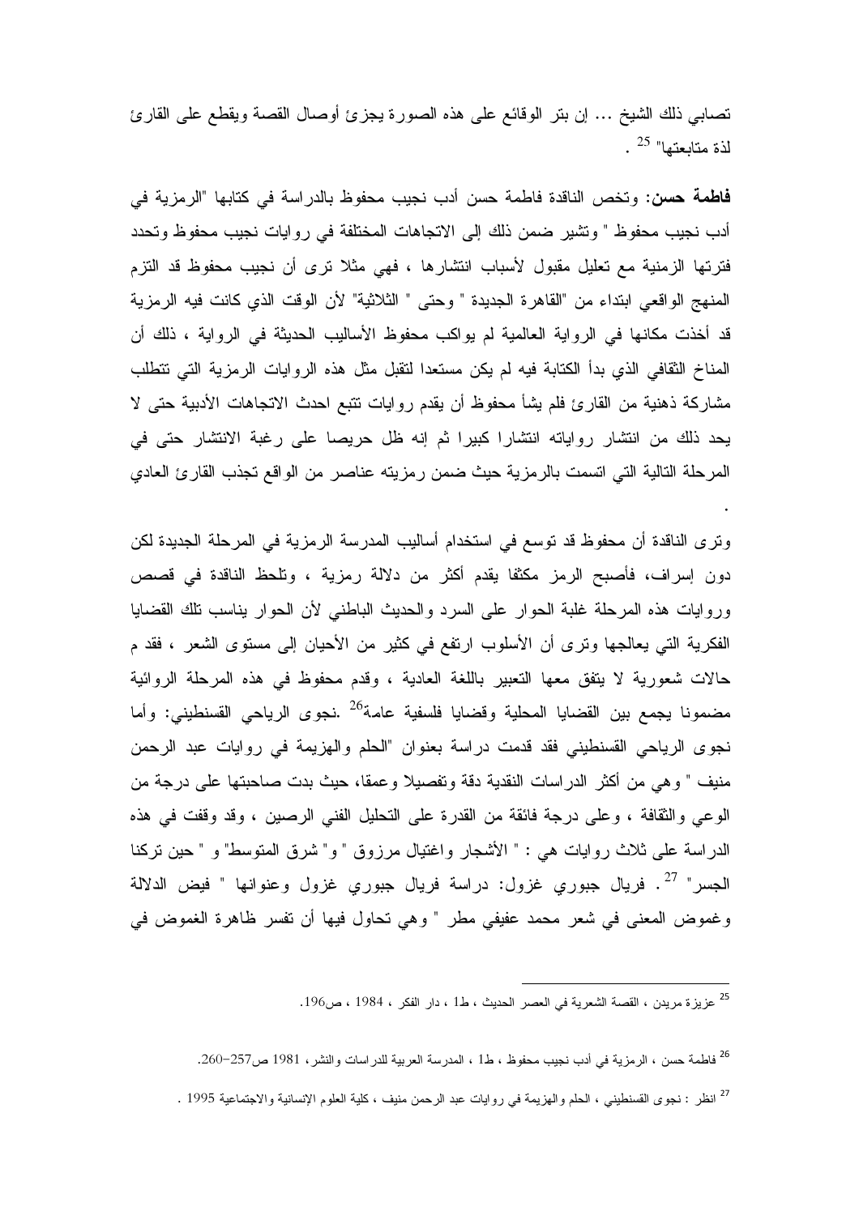تصابي ذلك الشيخ ... إن بتر الوقائع على هذه الصورة يجزئ أوصال القصة ويقطع على القارئ لذة متابعتها" [25] .

**فاطمة حسن**: وتخص الناقدة فاطمة حسن أدب نجيب محفوظ بالدراسة في كتابها "الرمزية في أدب نجيب محفوظ " وتشير ضمن ذلك إلى الاتجاهات المختلفة في روايات نجيب محفوظ وتحدد فترتها الزمنية مع تعليل مقبول لأسباب انتشارها ، فهي مثلا ترى أن نجيب محفوظ قد التزم المنهج الواقعي ابتداء من "القاهرة الجديدة " وحتى " الثلاثية" لأن الوقت الذي كانت فيه الرمزية قد أخذت مكانها في الرواية العالمية لم يواكب محفوظ الأساليب الحديثة في الرواية ، ذلك أن المناخ الثقافي الذي بدأ الكتابة فيه لم يكن مستعدا لتقبل مثل هذه الروايات الرمزية التي تتطلب مشاركة ذهنية من القارئ فلم يشأ محفوظ أن يقدم روايات تتبع احدث الاتجاهات الأدبية حتى لا يحد ذلك من انتشار رواياته انتشارا كبيرا ثم إنه ظل حريصا على رغبة الانتشار حتى في المرحلة التالية التي اتسمت بالرمزية حيث ضمن رمزيته عناصر من الواقع تجذب القارئ العادي .

وترى الناقدة أن محفوظ قد توسع في استخدام أساليب المدرسة الرمزية في المرحلة الجديدة لكن دون إسراف، فأصبح الرمز مكثفا يقدم أكثر من دلالة رمزية ، وتلحظ الناقدة في قصص وروايات هذه المرحلة غلبة الحوار على السرد والحديث الباطني لأن الحوار يناسب تلك القضايا الفكرية التي يعالجها وترى أن الأسلوب ارتفع في كثير من الأحيان إلى مستوى الشعر ، فقدم حالات شعورية لا يتفق معها التعبير باللغة العادية ، وقدم محفوظ في هذه المرحلة الروائية مضمونا يجمع بين القضايا المحلية وقضايا فلسفية عامة[26] .نجوى الرياحي القسنطيني: وأما نجوى الرياحي القسنطيني فقد قدمت دراسة بعنوان "الحلم والهزيمة في روايات عبد الرحمن منيف " وهي من أكثر الدراسات النقدية دقة وتفصيلا وعمقا، حيث بدت صاحبتها على درجة من الوعي والثقافة ، وعلى درجة فائقة من القدرة على التحليل الفني الرصين ، وقد وقفت في هذه الدراسة على ثلاث روايات هي : " الأشجار واغتيال مرزوق "و" شرق المتوسط" و " حين تركنا الجسر" [27] . فريال جبوري غزول: دراسة فريال جبوري غزول وعنوانها " فيض الدلالة وغموض المعنى في شعر محمد عفيفي مطر " وهي تحاول فيها أن تفسر ظاهرة الغموض في

---

[25] عزيزة مريدن ، القصة الشعرية في العصر الحديث ، ط1 ، دار الفكر ، 1984 ، ص196.

[26] فاطمة حسن ، الرمزية في أدب نجيب محفوظ ، ط1 ، المدرسة العربية للدراسات والنشر، 1981 ص257-260.

[27] انظر : نجوى القسنطيني ، الحلم والهزيمة في روايات عبد الرحمن منيف ، كلية العلوم الإنسانية والاجتماعية 1995 .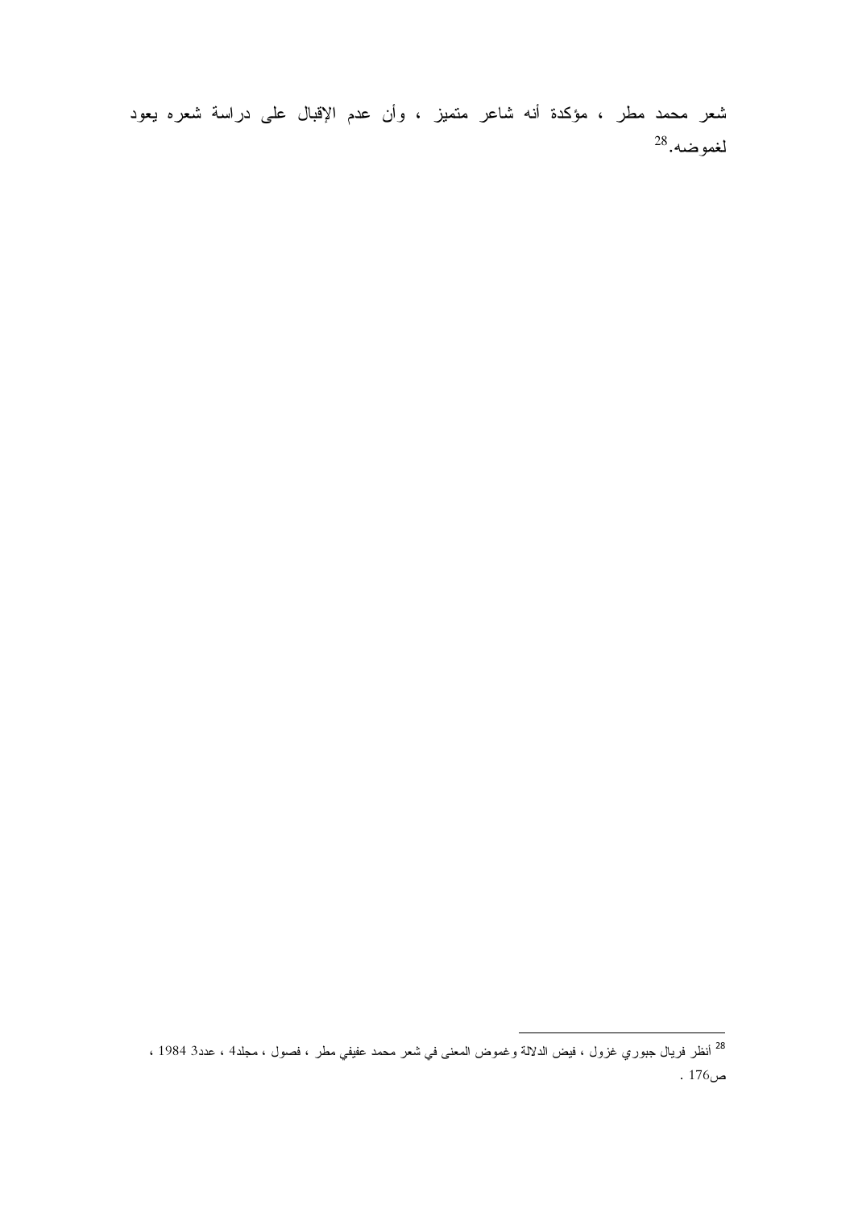شعر محمد مطر ، مؤكدة أنه شاعر متميز ، وأن عدم الإقبال على دراسة شعره يعود لغموضه.[28]

---

[28] أنظر فريال جبوري غزول ، فيض الدلالة وغموض المعنى في شعر محمد عفيفي مطر ، فصول ، مجلد4 ، عدد3 1984 ، ص176 .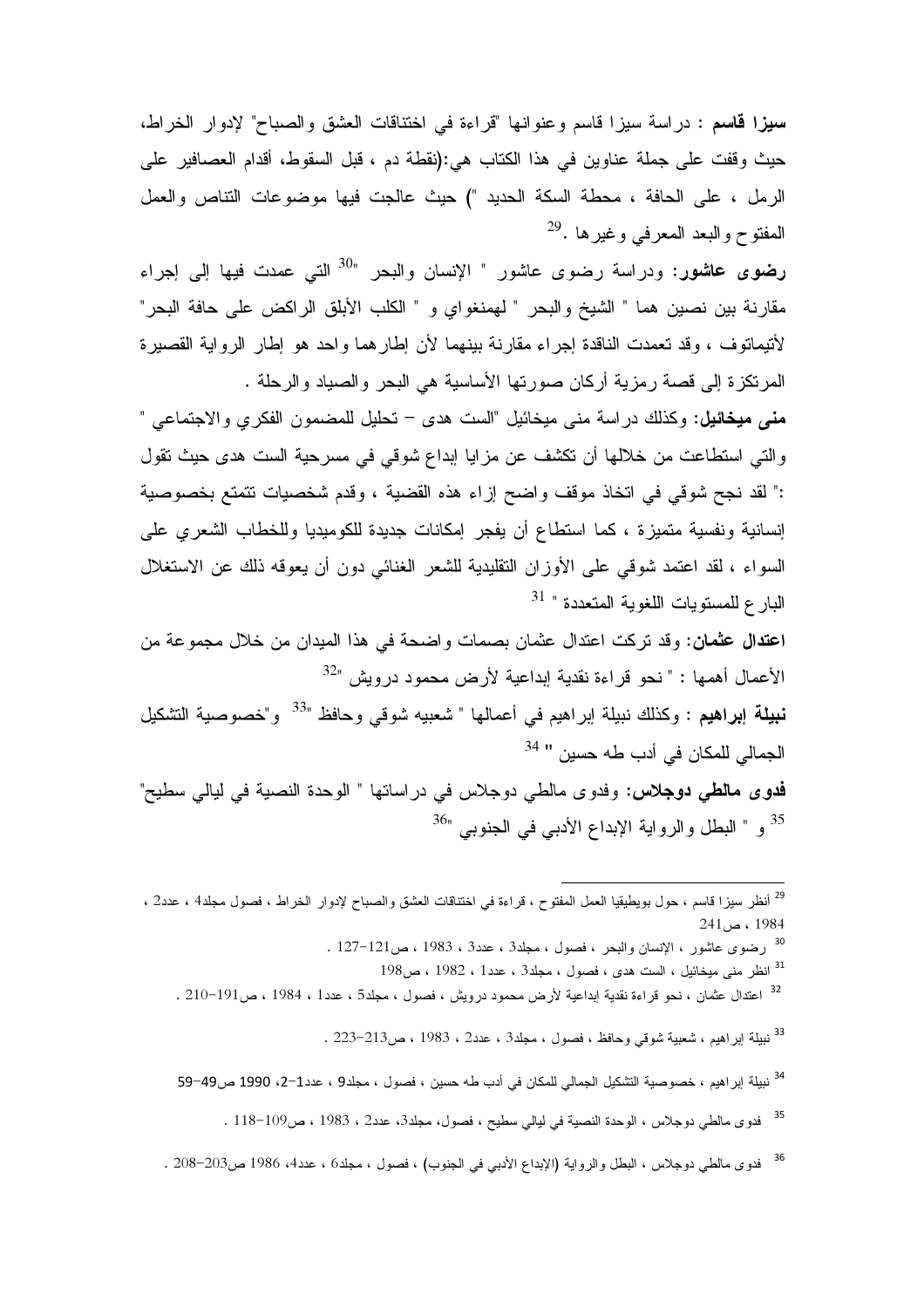**سيزا قاسم** : دراسة سيزا قاسم وعنوانها "قراءة في اختناقات العشق والصباح" لإدوار الخراط، حيث وقفت على جملة عناوين في هذا الكتاب هي:(نقطة دم ، قبل السقوط، أقدام العصافير على الرمل ، على الحافة ، محطة السكة الحديد ") حيث عالجت فيها موضوعات التناص والعمل المفتوح والبعد المعرفي وغيرها .[29]

**رضوى عاشور**: ودراسة رضوى عاشور " الإنسان والبحر "[30] التي عمدت فيها إلى إجراء مقارنة بين نصين هما " الشيخ والبحر " لهمنغواي و " الكلب الأبلق الراكض على حافة البحر" لأتيماتوف ، وقد تعمدت الناقدة إجراء مقارنة بينهما لأن إطارهما واحد هو إطار الرواية القصيرة المرتكزة إلى قصة رمزية أركان صورتها الأساسية هي البحر والصياد والرحلة .

**منى ميخائيل**: وكذلك دراسة منى ميخائيل "الست هدى – تحليل للمضمون الفكري والاجتماعي " والتي استطاعت من خلالها أن تكشف عن مزايا إبداع شوقي في مسرحية الست هدى حيث تقول :" لقد نجح شوقي في اتخاذ موقف واضح إزاء هذه القضية ، وقدم شخصيات تتمتع بخصوصية إنسانية ونفسية متميزة ، كما استطاع أن يفجر إمكانات جديدة للكوميديا وللخطاب الشعري على السواء ، لقد اعتمد شوقي على الأوزان التقليدية للشعر الغنائي دون أن يعوقه ذلك عن الاستغلال البارع للمستويات اللغوية المتعددة " [31]

**اعتدال عثمان**: وقد تركت اعتدال عثمان بصمات واضحة في هذا الميدان من خلال مجموعة من الأعمال أهمها : " نحو قراءة نقدية إبداعية لأرض محمود درويش "[32]

**نبيلة إبراهيم** : وكذلك نبيلة إبراهيم في أعمالها " شعبيه شوقي وحافظ "[33] و"خصوصية التشكيل الجمالي للمكان في أدب طه حسين "[34]

**فدوى مالطي دوجلاس**: وفدوى مالطي دوجلاس في دراساتها " الوحدة النصية في ليالي سطيح"[35] و " البطل والرواية الإبداع الأدبي في الجنوبي "[36]

---

[29] أنظر سيزا قاسم ، حول بويطيقيا العمل المفتوح ، قراءة في اختناقات العشق والصباح لإدوار الخراط ، فصول مجلد4 ، عدد2 ، 1984 ، ص241

[30] رضوى عاشور ، الإنسان والبحر ، فصول ، مجلد3 ، عدد3 ، 1983 ، ص121-127 .

[31] انظر منى ميخائيل ، الست هدى ، فصول ، مجلد3 ، عدد1 ، 1982 ، ص198

[32] اعتدال عثمان ، نحو قراءة نقدية إبداعية لأرض محمود درويش ، فصول ، مجلد5 ، عدد1 ، 1984 ، ص191-210 .

[33] نبيلة إبراهيم ، شعبية شوقي وحافظ ، فصول ، مجلد3 ، عدد2 ، 1983 ، ص213-223 .

[34] نبيلة إبراهيم ، خصوصية التشكيل الجمالي للمكان في أدب طه حسين ، فصول ، مجلد9 ، عدد1-2، 1990 ص49-59

[35] فدوى مالطي دوجلاس ، الوحدة النصية في ليالي سطيح ، فصول، مجلد3، عدد2 ، 1983 ، ص109-118 .

[36] فدوى مالطي دوجلاس ، البطل والرواية (الإبداع الأدبي في الجنوب) ، فصول ، مجلد6 ، عدد4، 1986 ص203-208 .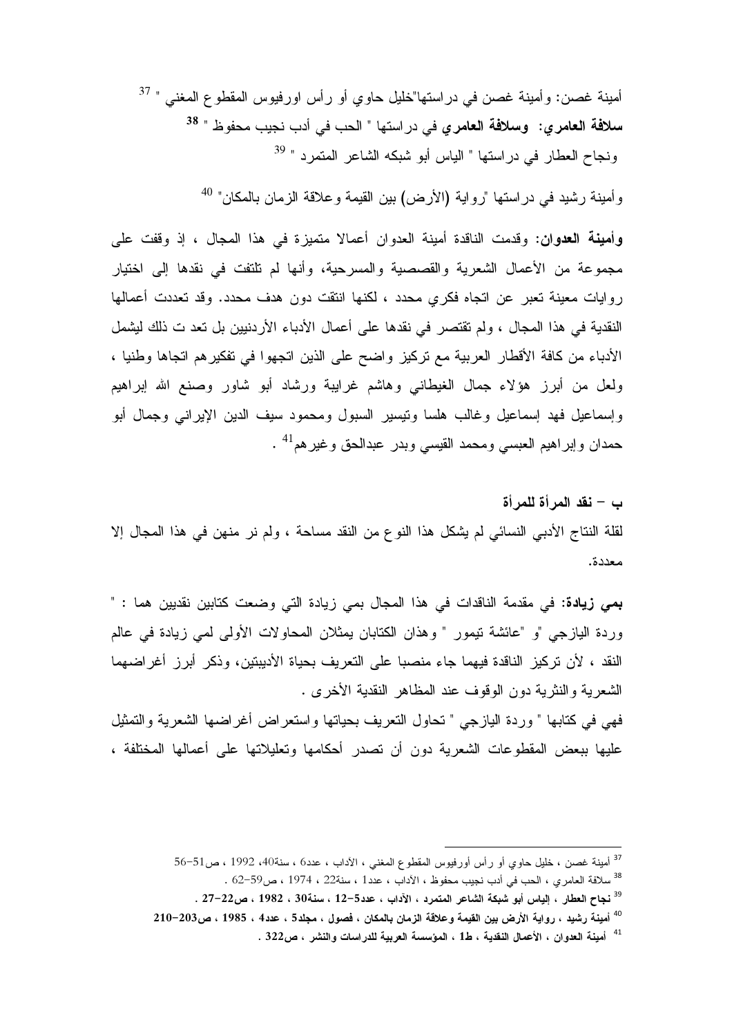أمينة غصن: وأمينة غصن في دراستها"خليل حاوي أو رأس اورفيوس المقطوع المغني " [37]

**سلافة العامري: وسلافة العامري** في دراستها " الحب في أدب نجيب محفوظ " [38]

ونجاح العطار في دراستها " الياس أبو شبكه الشاعر المتمرد " [39]

وأمينة رشيد في دراستها "رواية (الأرض) بين القيمة وعلاقة الزمان بالمكان" [40]

**وأمينة العدوان:** وقدمت الناقدة أمينة العدوان أعمالا متميزة في هذا المجال ، إذ وقفت على مجموعة من الأعمال الشعرية والقصصية والمسرحية، وأنها لم تلتفت في نقدها إلى اختيار روايات معينة تعبر عن اتجاه فكري محدد ، لكنها انتقت دون هدف محدد. وقد تعددت أعمالها النقدية في هذا المجال ، ولم تقتصر في نقدها على أعمال الأدباء الأردنيين بل تعد ت ذلك ليشمل الأدباء من كافة الأقطار العربية مع تركيز واضح على الذين اتجهوا في تفكيرهم اتجاها وطنيا ، ولعل من أبرز هؤلاء جمال الغيطاني وهاشم غرايبة ورشاد أبو شاور وصنع الله إبراهيم وإسماعيل فهد إسماعيل وغالب هلسا وتيسير السبول ومحمود سيف الدين الإيراني وجمال أبو حمدان وإبراهيم العبسي ومحمد القيسي وبدر عبدالحق وغيرهم[41] .

**ب – نقد المرأة للمرأة**

لقلة النتاج الأدبي النسائي لم يشكل هذا النوع من النقد مساحة ، ولم نر منهن في هذا المجال إلا معددة.

**بمي زيادة:** في مقدمة الناقدات في هذا المجال بمي زيادة التي وضعت كتابين نقديين هما : " وردة اليازجي "و "عائشة تيمور " وهذان الكتابان يمثلان المحاولات الأولى لمي زيادة في عالم النقد ، لأن تركيز الناقدة فيهما جاء منصبا على التعريف بحياة الأديبتين، وذكر أبرز أغراضهما الشعرية والنثرية دون الوقوف عند المظاهر النقدية الأخرى .

فهي في كتابها " وردة اليازجي " تحاول التعريف بحياتها واستعراض أغراضها الشعرية والتمثيل عليها ببعض المقطوعات الشعرية دون أن تصدر أحكامها وتعليلاتها على أعمالها المختلفة ،

---

[37] أمينة غصن ، خليل حاوي أو رأس أورفيوس المقطوع المغني ، الآداب ، عدد6 ، سنة40، 1992 ، ص51-56

[38] سلافة العامري ، الحب في أدب نجيب محفوظ ، الآداب ، عدد1 ، سنة22 ، 1974 ، ص59-62 .

[39] **نجاح العطار ، إلياس أبو شبكة الشاعر المتمرد ، الآداب ، عدد5-12 ، سنة30 ، 1982 ، ص22-27 .**

[40] **أمينة رشيد ، رواية الأرض بين القيمة وعلاقة الزمان بالمكان ، فصول ، مجلد5 ، عدد4 ، 1985 ، ص203-210**

[41] **أمينة العدوان ، الأعمال النقدية ، ط1 ، المؤسسة العربية للدراسات والنشر ، ص322 .**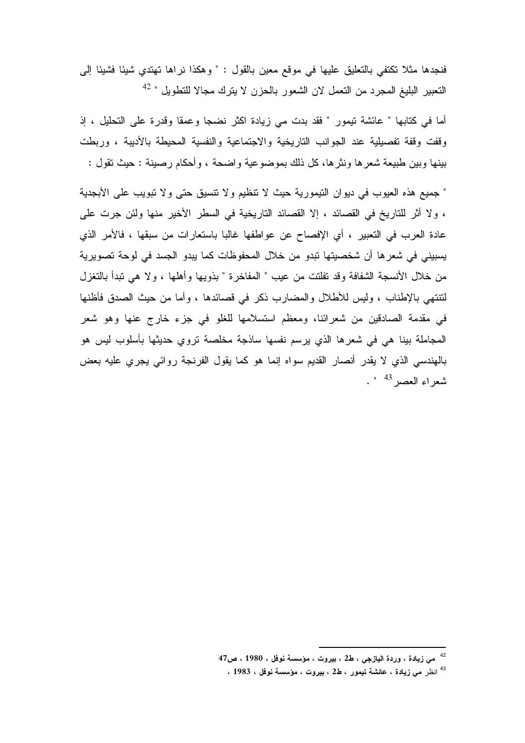فنجدها مثلا تكتفي بالتعليق عليها في موقع معين بالقول : " وهكذا نراها تهتدي شيئا فشيئا إلى التعبير البليغ المجرد من التعمل لان الشعور بالحزن لا يترك مجالا للتطويل " [42]

أما في كتابها " عائشة تيمور " فقد بدت مي زيادة اكثر نضجا وعمقا وقدرة على التحليل ، إذ وقفت وقفة تفصيلية عند الجوانب التاريخية والاجتماعية والنفسية المحيطة بالأديبة ، وربطت بينها وبين طبيعة شعرها ونثرها، كل ذلك بموضوعية واضحة ، وأحكام رصينة : حيث تقول :

" جميع هذه العيوب في ديوان التيمورية حيث لا تنظيم ولا تنسيق حتى ولا تبويب على الأبجدية ، ولا أثر للتاريخ في القصائد ، إلا القصائد التاريخية في السطر الأخير منها ولئن جرت على عادة العرب في التعبير ، أي الإفصاح عن عواطفها غالبا باستعارات من سبقها ، فالأمر الذي يسبيني في شعرها أن شخصيتها تبدو من خلال المحفوظات كما يبدو الجسد في لوحة تصويرية من خلال الأنسجة الشفافة وقد تفلتت من عيب " المفاخرة " بذويها وأهلها ، ولا هي تبدأ بالتغزل لتنتهي بالإطناب ، وليس للأطلال والمضارب ذكر في قصائدها ، وأما من حيث الصدق فأظنها في مقدمة الصادقين من شعرائنا، ومعظم استسلامها للغلو في جزء خارج عنها وهو شعر المجاملة بينا هي في شعرها الذي يرسم نفسها ساذجة مخلصة تروي حديثها بأسلوب ليس هو بالهندسي الذي لا يقدر أنصار القديم سواه إنما هو كما يقول الفرنجة روائي يجري عليه بعض شعراء العصر [43] " .

---

[42] مي زيادة ، وردة اليازجي ، ط2 ، بيروت ، مؤسسة نوفل ، 1980 ، ص47

[43] انظر مي زيادة ، عائشة تيمور ، ط2 ، بيروت ، مؤسسة نوفل ، 1983 ،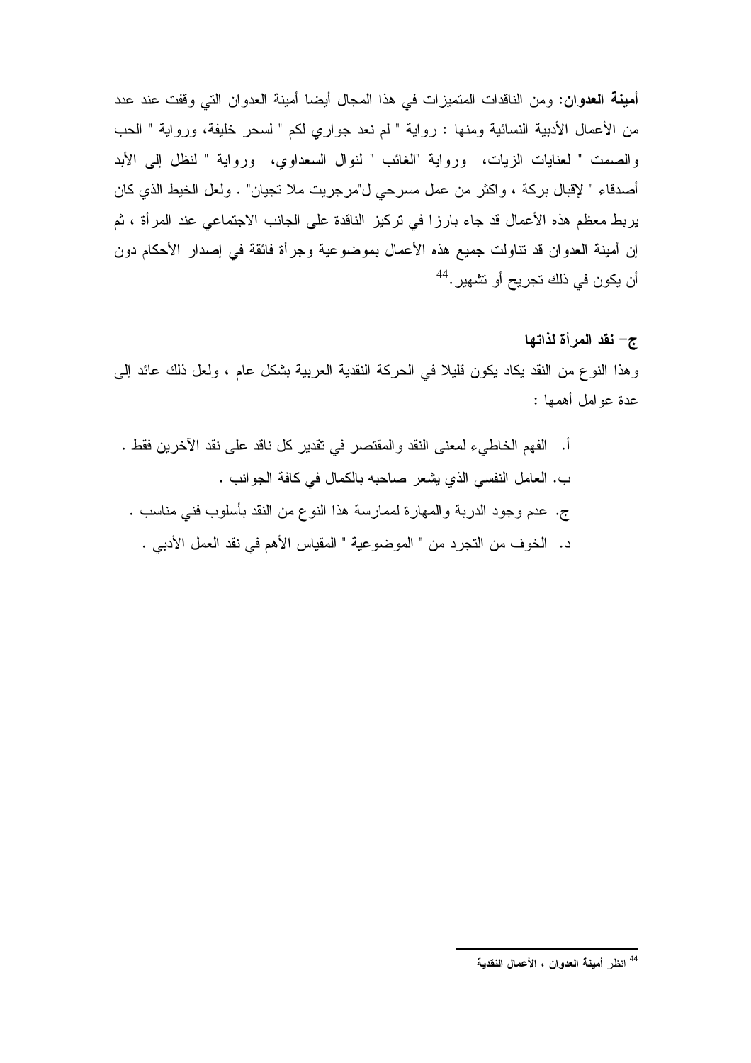**أمينة العدوان**: ومن الناقدات المتميزات في هذا المجال أيضا أمينة العدوان التي وقفت عند عدد من الأعمال الأدبية النسائية ومنها : رواية " لم نعد جواري لكم " لسحر خليفة، ورواية " الحب والصمت " لعنايات الزيات، ورواية "الغائب " لنوال السعداوي، ورواية " لنظل إلى الأبد أصدقاء " لإقبال بركة ، واكثر من عمل مسرحي ل"مرجريت ملا تجيان" . ولعل الخيط الذي كان يربط معظم هذه الأعمال قد جاء بارزا في تركيز الناقدة على الجانب الاجتماعي عند المرأة ، ثم إن أمينة العدوان قد تناولت جميع هذه الأعمال بموضوعية وجرأة فائقة في إصدار الأحكام دون أن يكون في ذلك تجريح أو تشهير.[44]

### ج- نقد المرأة لذاتها

وهذا النوع من النقد يكاد يكون قليلا في الحركة النقدية العربية بشكل عام ، ولعل ذلك عائد إلى عدة عوامل أهمها :

أ. الفهم الخاطيء لمعنى النقد والمقتصر في تقدير كل ناقد على نقد الآخرين فقط .
ب. العامل النفسي الذي يشعر صاحبه بالكمال في كافة الجوانب .
ج. عدم وجود الدربة والمهارة لممارسة هذا النوع من النقد بأسلوب فني مناسب .
د. الخوف من التجرد من " الموضوعية " المقياس الأهم في نقد العمل الأدبي .

---

[44] انظر **أمينة العدوان ، الأعمال النقدية**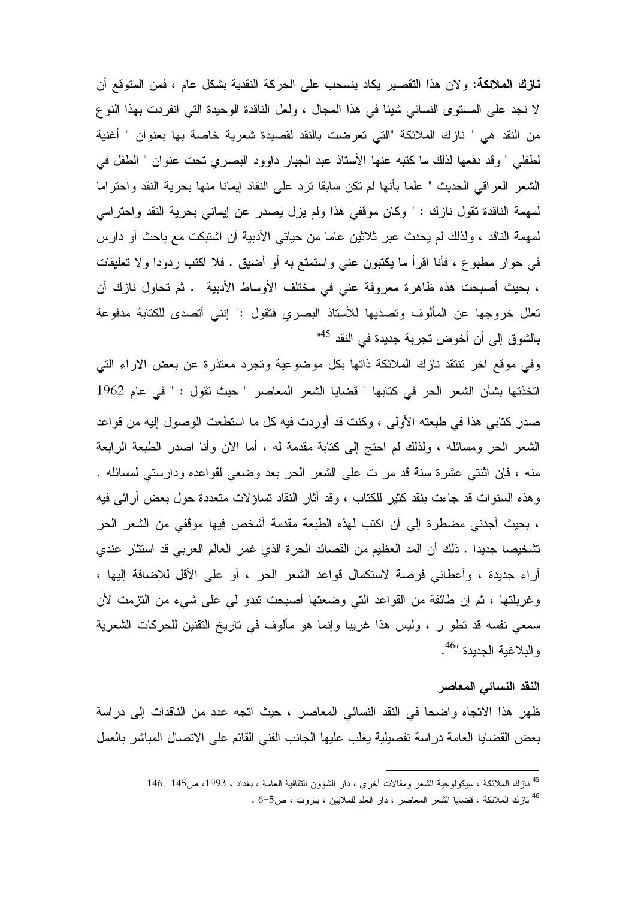**نازك الملائكة:** ولان هذا التقصير يكاد ينسحب على الحركة النقدية بشكل عام ، فمن المتوقع أن لا نجد على المستوى النسائي شيئا في هذا المجال ، ولعل الناقدة الوحيدة التي انفردت بهذا النوع من النقد هي " نازك الملائكة "التي تعرضت بالنقد لقصيدة شعرية خاصة بها بعنوان " أغنية لطفلي " وقد دفعها لذلك ما كتبه عنها الأستاذ عبد الجبار داوود البصري تحت عنوان " الطفل في الشعر العراقي الحديث " علما بأنها لم تكن سابقا ترد على النقاد إيمانا منها بحرية النقد واحتراما لمهمة الناقدة تقول نازك : " وكان موقفي هذا ولم يزل يصدر عن إيماني بحرية النقد واحترامي لمهمة الناقد ، ولذلك لم يحدث عبر ثلاثين عاما من حياتي الأدبية أن اشتبكت مع باحث أو دارس في حوار مطبوع ، فأنا اقرأ ما يكتبون عني واستمتع به أو أضيق . فلا اكتب ردودا ولا تعليقات ، بحيث أصبحت هذه ظاهرة معروفة عني في مختلف الأوساط الأدبية . ثم تحاول نازك أن تعلل خروجها عن المألوف وتصديها للأستاذ البصري فتقول :" إنني أتصدى للكتابة مدفوعة بالشوق إلى أن أخوض تجربة جديدة في النقد [45]"

وفي موقع آخر تنتقد نازك الملائكة ذاتها بكل موضوعية وتجرد معتذرة عن بعض الآراء التي اتخذتها بشأن الشعر الحر في كتابها " قضايا الشعر المعاصر " حيث تقول : " في عام 1962 صدر كتابي هذا في طبعته الأولى ، وكنت قد أوردت فيه كل ما استطعت الوصول إليه من قواعد الشعر الحر ومسائله ، ولذلك لم احتج إلى كتابة مقدمة له ، أما الآن وأنا اصدر الطبعة الرابعة منه ، فإن اثنتي عشرة سنة قد مر ت على الشعر الحر بعد وضعي لقواعده ودارستي لمسائله . وهذه السنوات قد جاءت بنقد كثير للكتاب ، وقد أثار النقاد تساؤلات متعددة حول بعض آرائي فيه ، بحيث أجدني مضطرة إلي أن اكتب لهذه الطبعة مقدمة أشخص فيها موقفي من الشعر الحر تشخيصا جديدا . ذلك أن المد العظيم من القصائد الحرة الذي غمر العالم العربي قد استثار عندي آراء جديدة ، وأعطاني فرصة لاستكمال قواعد الشعر الحر ، أو على الأقل للإضافة إليها ، وغربلتها ، ثم إن طائفة من القواعد التي وضعتها أصبحت تبدو لي على شيء من التزمت لأن سمعي نفسه قد تطو ر ، وليس هذا غريبا وإنما هو مألوف في تاريخ التقنين للحركات الشعرية والبلاغية الجديدة "[46].

**النقد النسائي المعاصر**

ظهر هذا الاتجاه واضحا في النقد النسائي المعاصر ، حيث اتجه عدد من الناقدات إلى دراسة بعض القضايا العامة دراسة تفصيلية يغلب عليها الجانب الفني القائم على الاتصال المباشر بالعمل

---

[45] نازك الملائكة ، سيكولوجية الشعر ومقالات أخرى ، دار الشؤون الثقافية العامة ، بغداد ، 1993، ص145 ,146.

[46] نازك الملائكة ، قضايا الشعر المعاصر ، دار العلم للملايين ، بيروت ، ص5–6 .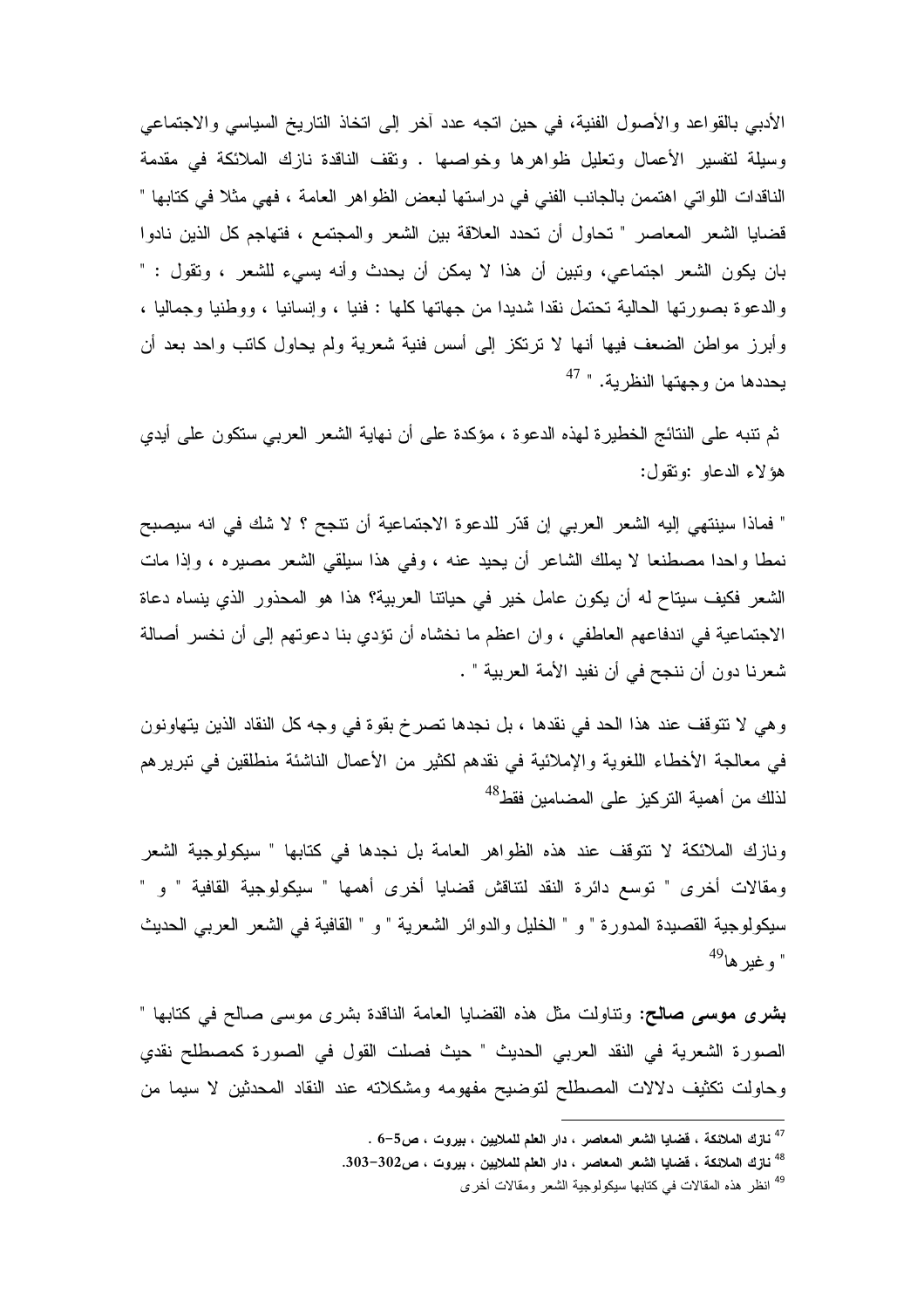الأدبي بالقواعد والأصول الفنية، في حين اتجه عدد آخر إلى اتخاذ التاريخ السياسي والاجتماعي وسيلة لتفسير الأعمال وتحليل ظواهرها وخواصها . وتقف الناقدة نازك الملائكة في مقدمة الناقدات اللواتي اهتممن بالجانب الفني في دراستها لبعض الظواهر العامة ، فهي مثلا في كتابها " قضايا الشعر المعاصر " تحاول أن تحدد العلاقة بين الشعر والمجتمع ، فتهاجم كل الذين نادوا بان يكون الشعر اجتماعي، وتبين أن هذا لا يمكن أن يحدث وأنه يسيء للشعر ، وتقول : " والدعوة بصورتها الحالية تحتمل نقدا شديدا من جهاتها كلها : فنيا ، وإنسانيا ، ووطنيا وجماليا ، وأبرز مواطن الضعف فيها أنها لا ترتكز إلى أسس فنية شعرية ولم يحاول كاتب واحد بعد أن يحددها من وجهتها النظرية. " [47]

ثم تنبه على النتائج الخطيرة لهذه الدعوة ، مؤكدة على أن نهاية الشعر العربي ستكون على أيدي هؤلاء الدعاو :وتقول:

" فماذا سينتهي إليه الشعر العربي إن قدّر للدعوة الاجتماعية أن تنجح ؟ لا شك في انه سيصبح نمطا واحدا مصطنعا لا يملك الشاعر أن يحيد عنه ، وفي هذا سيلقي الشعر مصيره ، وإذا مات الشعر فكيف سيتاح له أن يكون عامل خير في حياتنا العربية؟ هذا هو المحذور الذي ينساه دعاة الاجتماعية في اندفاعهم العاطفي ، وان اعظم ما نخشاه أن تؤدي بنا دعوتهم إلى أن نخسر أصالة شعرنا دون أن ننجح في أن نفيد الأمة العربية " .

وهي لا تتوقف عند هذا الحد في نقدها ، بل نجدها تصرخ بقوة في وجه كل النقاد الذين يتهاونون في معالجة الأخطاء اللغوية والإملائية في نقدهم لكثير من الأعمال الناشئة منطلقين في تبريرهم لذلك من أهمية التركيز على المضامين فقط[48]

ونازك الملائكة لا تتوقف عند هذه الظواهر العامة بل نجدها في كتابها " سيكولوجية الشعر ومقالات أخرى " توسع دائرة النقد لتناقش قضايا أخرى أهمها " سيكولوجية القافية " و " سيكولوجية القصيدة المدورة " و " الخليل والدوائر الشعرية " و " القافية في الشعر العربي الحديث " وغيرها[49]

**بشرى موسى صالح:** وتناولت مثل هذه القضايا العامة الناقدة بشرى موسى صالح في كتابها " الصورة الشعرية في النقد العربي الحديث " حيث فصلت القول في الصورة كمصطلح نقدي وحاولت تكثيف دلالات المصطلح لتوضيح مفهومه ومشكلاته عند النقاد المحدثين لا سيما من

---

[47] **نازك الملائكة ، قضايا الشعر المعاصر ، دار العلم للملايين ، بيروت ، ص5-6 .**

[48] **نازك الملائكة ، قضايا الشعر المعاصر ، دار العلم للملايين ، بيروت ، ص302-303.**

[49] انظر هذه المقالات في كتابها سيكولوجية الشعر ومقالات أخرى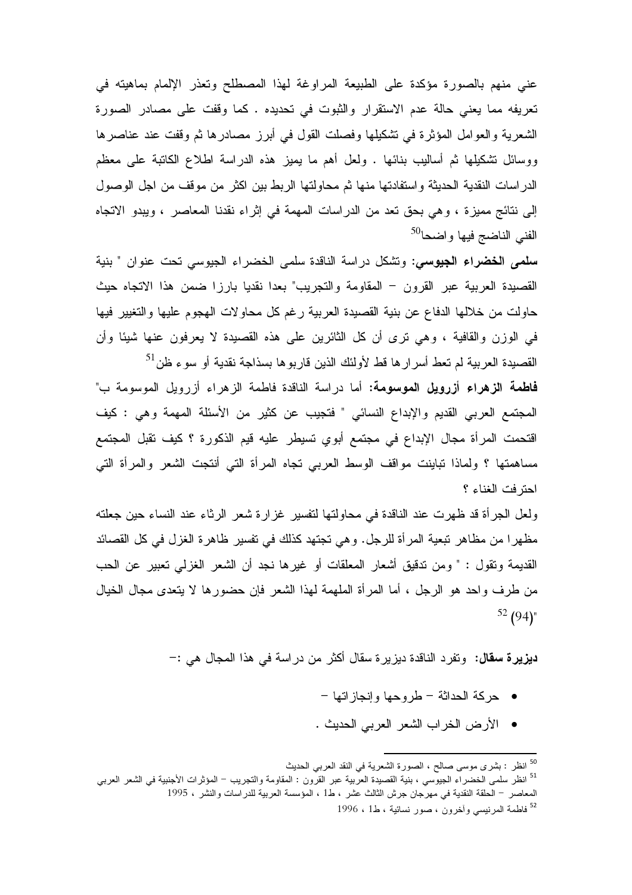عني منهم بالصورة مؤكدة على الطبيعة المراوغة لهذا المصطلح وتعذر الإلمام بماهيته في تعريفه مما يعني حالة عدم الاستقرار والثبوت في تحديده . كما وقفت على مصادر الصورة الشعرية والعوامل المؤثرة في تشكيلها وفصلت القول في أبرز مصادرها ثم وقفت عند عناصرها ووسائل تشكيلها ثم أساليب بنائها . ولعل أهم ما يميز هذه الدراسة اطلاع الكاتبة على معظم الدراسات النقدية الحديثة واستفادتها منها ثم محاولتها الربط بين اكثر من موقف من اجل الوصول إلى نتائج مميزة ، وهي بحق تعد من الدراسات المهمة في إثراء نقدنا المعاصر ، ويبدو الاتجاه الفني الناضج فيها واضحا[50]

**سلمى الخضراء الجيوسي:** وتشكل دراسة الناقدة سلمى الخضراء الجيوسي تحت عنوان " بنية القصيدة العربية عبر القرون – المقاومة والتجريب" بعدا نقديا بارزا ضمن هذا الاتجاه حيث حاولت من خلالها الدفاع عن بنية القصيدة العربية رغم كل محاولات الهجوم عليها والتغيير فيها في الوزن والقافية ، وهي ترى أن كل الثائرين على هذه القصيدة لا يعرفون عنها شيئا وأن القصيدة العربية لم تعط أسرارها قط لأولئك الذين قاربوها بسذاجة نقدية أو سوء ظن[51]

**فاطمة الزهراء أزرويل الموسومة:** أما دراسة الناقدة فاطمة الزهراء أزرويل الموسومة ب" المجتمع العربي القديم والإبداع النسائي " فتجيب عن كثير من الأسئلة المهمة وهي : كيف اقتحمت المرأة مجال الإبداع في مجتمع أبوي تسيطر عليه قيم الذكورة ؟ كيف تقبل المجتمع مساهمتها ؟ ولماذا تباينت مواقف الوسط العربي تجاه المرأة التي أنتجت الشعر والمرأة التي احترفت الغناء ؟

ولعل الجرأة قد ظهرت عند الناقدة في محاولتها لتفسير غزارة شعر الرثاء عند النساء حين جعلته مظهرا من مظاهر تبعية المرأة للرجل. وهي تجتهد كذلك في تفسير ظاهرة الغزل في كل القصائد القديمة وتقول : " ومن تدقيق أشعار المعلقات أو غيرها نجد أن الشعر الغزلي تعبير عن الحب من طرف واحد هو الرجل ، أما المرأة الملهمة لهذا الشعر فإن حضورها لا يتعدى مجال الخيال (94)"[52]

**ديزيرة سقال:** وتفرد الناقدة ديزيرة سقال أكثر من دراسة في هذا المجال هي :-

- حركة الحداثة – طروحها وإنجازاتها –
- الأرض الخراب الشعر العربي الحديث .

---

[50] انظر : بشرى موسى صالح ، الصورة الشعرية في النقد العربي الحديث

[51] انظر سلمى الخضراء الجيوسي ، بنية القصيدة العربية عبر القرون : المقاومة والتجريب – المؤثرات الأجنبية في الشعر العربي المعاصر – الحلقة النقدية في مهرجان جرش الثالث عشر ، ط1 ، المؤسسة العربية للدراسات والنشر ، 1995

[52] فاطمة المرنيسي وآخرون ، صور نسائية ، ط1 ، 1996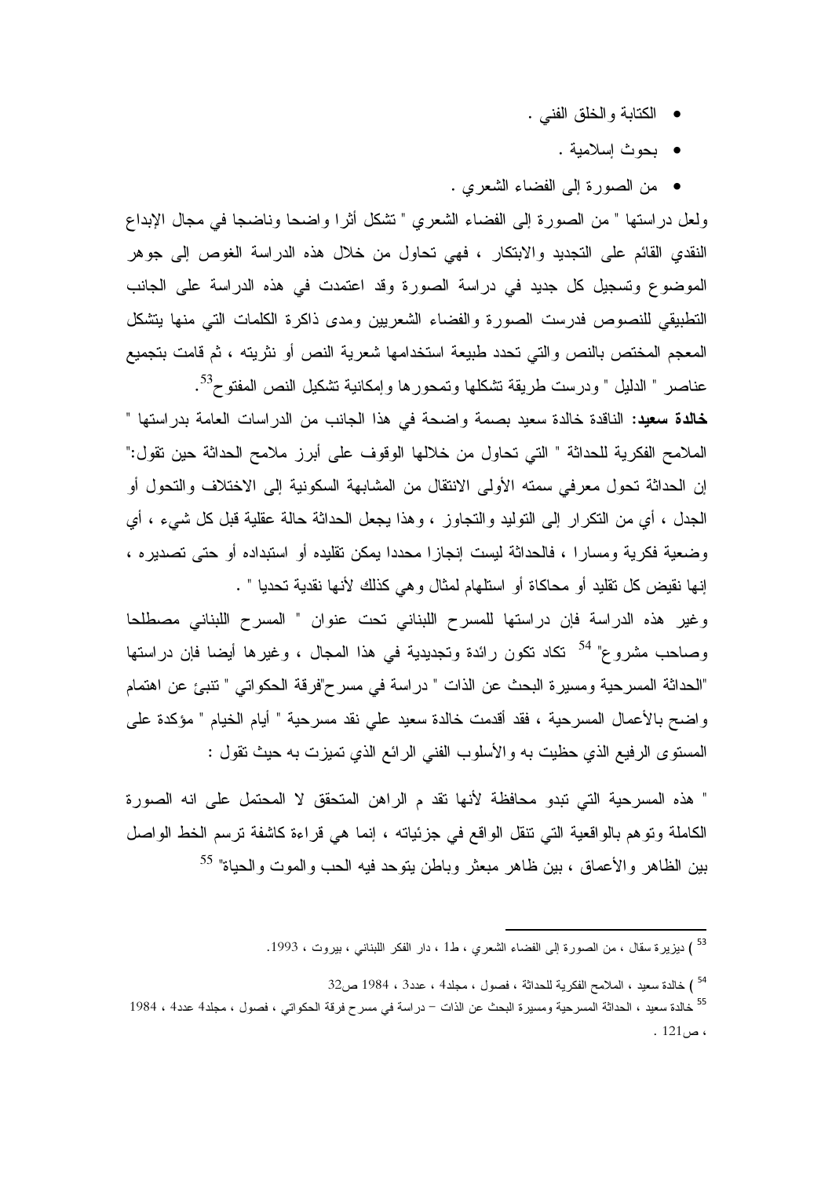- الكتابة والخلق الفني .
- بحوث إسلامية .
- من الصورة إلى الفضاء الشعري .

ولعل دراستها " من الصورة إلى الفضاء الشعري " تشكل أثرا واضحا وناضجا في مجال الإبداع النقدي القائم على التجديد والابتكار ، فهي تحاول من خلال هذه الدراسة الغوص إلى جوهر الموضوع وتسجيل كل جديد في دراسة الصورة وقد اعتمدت في هذه الدراسة على الجانب التطبيقي للنصوص فدرست الصورة والفضاء الشعريين ومدى ذاكرة الكلمات التي منها يتشكل المعجم المختص بالنص والتي تحدد طبيعة استخدامها شعرية النص أو نثريته ، ثم قامت بتجميع عناصر " الدليل " ودرست طريقة تشكلها وتمحورها وإمكانية تشكيل النص المفتوح[53].

**خالدة سعيد:** الناقدة خالدة سعيد بصمة واضحة في هذا الجانب من الدراسات العامة بدراستها " الملامح الفكرية للحداثة " التي تحاول من خلالها الوقوف على أبرز ملامح الحداثة حين تقول:" إن الحداثة تحول معرفي سمته الأولى الانتقال من المشابهة السكونية إلى الاختلاف والتحول أو الجدل ، أي من التكرار إلى التوليد والتجاوز ، وهذا يجعل الحداثة حالة عقلية قبل كل شيء ، أي وضعية فكرية ومسارا ، فالحداثة ليست إنجازا محددا يمكن تقليده أو استبداده أو حتى تصديره ، إنها نقيض كل تقليد أو محاكاة أو استلهام لمثال وهي كذلك لأنها نقدية تحديا " .

وغير هذه الدراسة فإن دراستها للمسرح اللبناني تحت عنوان " المسرح اللبناني مصطلحا وصاحب مشروع" [54] تكاد تكون رائدة وتجديدية في هذا المجال ، وغيرها أيضا فإن دراستها "الحداثة المسرحية ومسيرة البحث عن الذات " دراسة في مسرح"فرقة الحكواتي " تنبئ عن اهتمام واضح بالأعمال المسرحية ، فقد أقدمت خالدة سعيد علي نقد مسرحية " أيام الخيام " مؤكدة على المستوى الرفيع الذي حظيت به والأسلوب الفني الرائع الذي تميزت به حيث تقول :

" هذه المسرحية التي تبدو محافظة لأنها تقد م الراهن المتحقق لا المحتمل على انه الصورة الكاملة وتوهم بالواقعية التي تنقل الواقع في جزئياته ، إنما هي قراءة كاشفة ترسم الخط الواصل بين الظاهر والأعماق ، بين ظاهر مبعثر وباطن يتوحد فيه الحب والموت والحياة" [55]

---

[53] ) ديزيرة سقال ، من الصورة إلى الفضاء الشعري ، ط1 ، دار الفكر اللبناني ، بيروت ، 1993.

[54] ) خالدة سعيد ، الملامح الفكرية للحداثة ، فصول ، مجلد4 ، عدد3 ، 1984 ص32

[55] خالدة سعيد ، الحداثة المسرحية ومسيرة البحث عن الذات – دراسة في مسرح فرقة الحكواتي ، فصول ، مجلد4 عدد4 ، 1984 ، ص121 .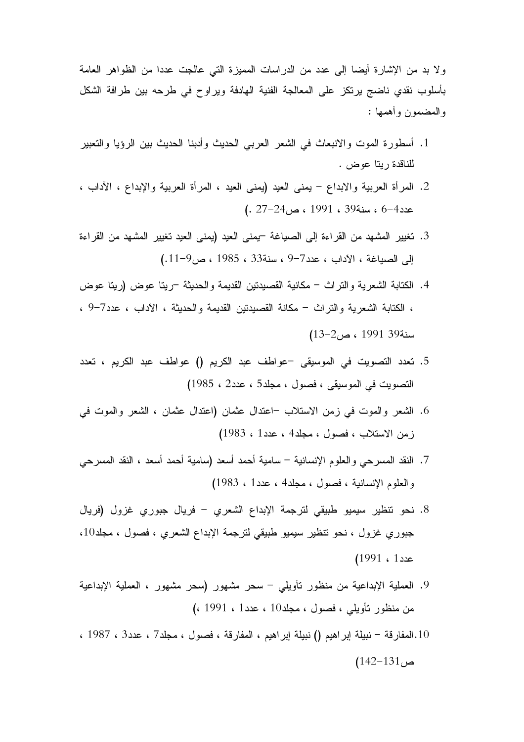ولا بد من الإشارة أيضا إلى عدد من الدراسات المميزة التي عالجت عددا من الظواهر العامة بأسلوب نقدي ناضج يرتكز على المعالجة الفنية الهادفة ويراوح في طرحه بين طرافة الشكل والمضمون وأهمها :

1. أسطورة الموت والانبعاث في الشعر العربي الحديث وأدبنا الحديث بين الرؤيا والتعبير للناقدة ريتا عوض .
2. المرأة العربية والابداع – يمنى العيد (يمنى العيد ، المرأة العربية والإبداع ، الآداب ، عدد4-6 ، سنة39 ، 1991 ، ص24-27 .)
3. تغيير المشهد من القراءة إلى الصياغة –يمنى العيد (يمنى العيد تغيير المشهد من القراءة إلى الصياغة ، الآداب ، عدد7-9 ، سنة33 ، 1985 ، ص9-11.)
4. الكتابة الشعرية والتراث – مكانية القصيدتين القديمة والحديثة –ريتا عوض (ريتا عوض ، الكتابة الشعرية والتراث – مكانة القصيدتين القديمة والحديثة ، الآداب ، عدد7-9 ، سنة39 1991 ، ص2-13)
5. تعدد التصويت في الموسيقى –عواطف عبد الكريم () عواطف عبد الكريم ، تعدد التصويت في الموسيقى ، فصول ، مجلد5 ، عدد2 ، 1985)
6. الشعر والموت في زمن الاستلاب –اعتدال عثمان (اعتدال عثمان ، الشعر والموت في زمن الاستلاب ، فصول ، مجلد4 ، عدد1 ، 1983)
7. النقد المسرحي والعلوم الإنسانية – سامية أحمد أسعد (سامية أحمد أسعد ، النقد المسرحي والعلوم الإنسانية ، فصول ، مجلد4 ، عدد1 ، 1983)
8. نحو تنظير سيميو طبيقي لترجمة الإبداع الشعري – فريال جبوري غزول (فريال جبوري غزول ، نحو تنظير سيميو طبيقي لترجمة الإبداع الشعري ، فصول ، مجلد10، عدد1 ، 1991)
9. العملية الإبداعية من منظور تأويلي – سحر مشهور (سحر مشهور ، العملية الإبداعية من منظور تأويلي ، فصول ، مجلد10 ، عدد1 ، 1991 ،)
10. المفارقة – نبيلة إبراهيم () نبيلة إبراهيم ، المفارقة ، فصول ، مجلد7 ، عدد3 ، 1987 ، ص131-142)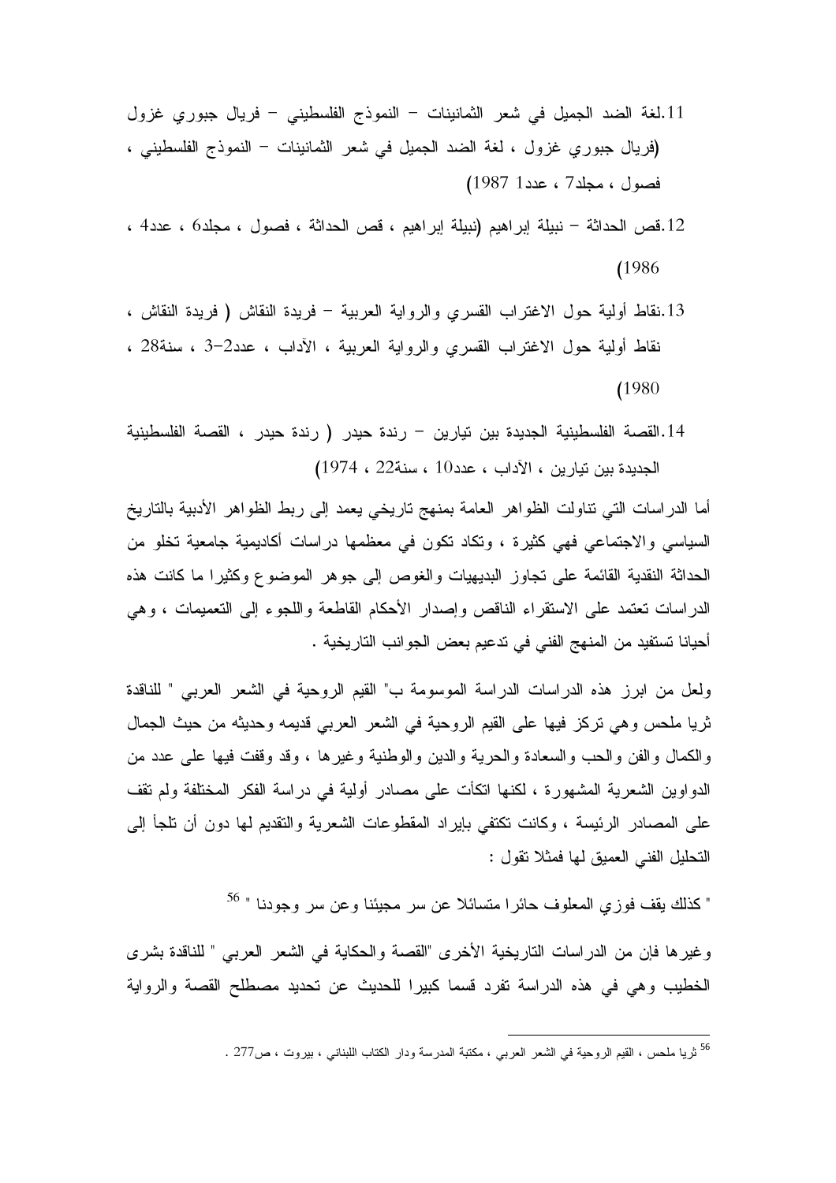11. لغة الضد الجميل في شعر الثمانينات – النموذج الفلسطيني – فريال جبوري غزول (فريال جبوري غزول ، لغة الضد الجميل في شعر الثمانينات – النموذج الفلسطيني ، فصول ، مجلد7 ، عدد1 1987)

12. قص الحداثة – نبيلة إبراهيم (نبيلة إبراهيم ، قص الحداثة ، فصول ، مجلد6 ، عدد4 ، 1986)

13. نقاط أولية حول الاغتراب القسري والرواية العربية – فريدة النقاش ( فريدة النقاش ، نقاط أولية حول الاغتراب القسري والرواية العربية ، الآداب ، عدد2–3 ، سنة28 ، 1980)

14. القصة الفلسطينية الجديدة بين تيارين – رندة حيدر ( رندة حيدر ، القصة الفلسطينية الجديدة بين تيارين ، الآداب ، عدد10 ، سنة22 ، 1974)

أما الدراسات التي تناولت الظواهر العامة بمنهج تاريخي يعمد إلى ربط الظواهر الأدبية بالتاريخ السياسي والاجتماعي فهي كثيرة ، وتكاد تكون في معظمها دراسات أكاديمية جامعية تخلو من الحداثة النقدية القائمة على تجاوز البديهيات والغوص إلى جوهر الموضوع وكثيرا ما كانت هذه الدراسات تعتمد على الاستقراء الناقص وإصدار الأحكام القاطعة واللجوء إلى التعميمات ، وهي أحيانا تستفيد من المنهج الفني في تدعيم بعض الجوانب التاريخية .

ولعل من ابرز هذه الدراسات الدراسة الموسومة ب" القيم الروحية في الشعر العربي " للناقدة ثريا ملحس وهي تركز فيها على القيم الروحية في الشعر العربي قديمه وحديثه من حيث الجمال والكمال والفن والحب والسعادة والحرية والدين والوطنية وغيرها ، وقد وقفت فيها على عدد من الدواوين الشعرية المشهورة ، لكنها اتكأت على مصادر أولية في دراسة الفكر المختلفة ولم تقف على المصادر الرئيسة ، وكانت تكتفي بإيراد المقطوعات الشعرية والتقديم لها دون أن تلجأ إلى التحليل الفني العميق لها فمثلا تقول :

" كذلك يقف فوزي المعلوف حائرا متسائلا عن سر مجيئنا وعن سر وجودنا " [56]

وغيرها فإن من الدراسات التاريخية الأخرى "القصة والحكاية في الشعر العربي " للناقدة بشرى الخطيب وهي في هذه الدراسة تفرد قسما كبيرا للحديث عن تحديد مصطلح القصة والرواية

---

[56] ثريا ملحس ، القيم الروحية في الشعر العربي ، مكتبة المدرسة ودار الكتاب اللبناني ، بيروت ، ص277 .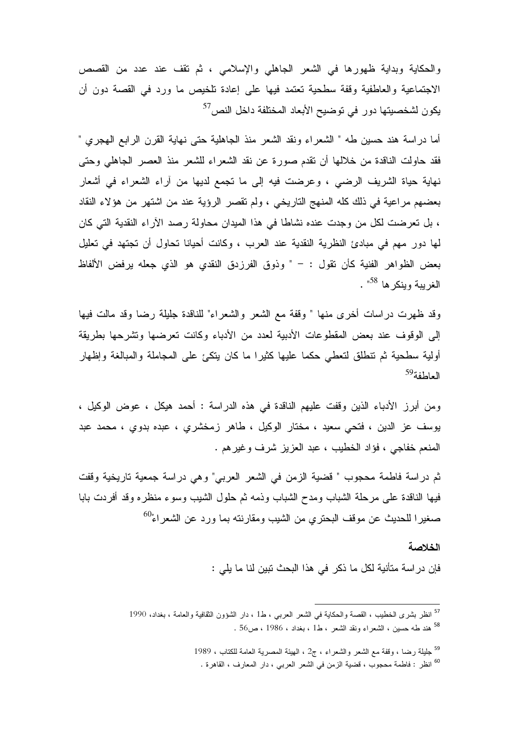والحكاية وبداية ظهورها في الشعر الجاهلي والإسلامي ، ثم تقف عند عدد من القصص الاجتماعية والعاطفية وقفة سطحية تعتمد فيها على إعادة تلخيص ما ورد في القصة دون أن يكون لشخصيتها دور في توضيح الأبعاد المختلفة داخل النص[57]

أما دراسة هند حسين طه " الشعراء ونقد الشعر منذ الجاهلية حتى نهاية القرن الرابع الهجري " فقد حاولت الناقدة من خلالها أن تقدم صورة عن نقد الشعراء للشعر منذ العصر الجاهلي وحتى نهاية حياة الشريف الرضي ، وعرضت فيه إلى ما تجمع لديها من آراء الشعراء في أشعار بعضهم مراعية في ذلك كله المنهج التاريخي ، ولم تقصر الرؤية عند من اشتهر من هؤلاء النقاد ، بل تعرضت لكل من وجدت عنده نشاطا في هذا الميدان محاولة رصد الآراء النقدية التي كان لها دور مهم في مبادئ النظرية النقدية عند العرب ، وكانت أحيانا تحاول أن تجتهد في تعليل بعض الظواهر الفنية كأن تقول : – " وذوق الفرزدق النقدي هو الذي جعله يرفض الألفاظ الغريبة وينكرها [58]" .

وقد ظهرت دراسات أخرى منها " وقفة مع الشعر والشعراء" للناقدة جليلة رضا وقد مالت فيها إلى الوقوف عند بعض المقطوعات الأدبية لعدد من الأدباء وكانت تعرضها وتشرحها بطريقة أولية سطحية ثم تنطلق لتعطي حكما عليها كثيرا ما كان يتكئ على المجاملة والمبالغة وإظهار العاطفة[59]

ومن أبرز الأدباء الذين وقفت عليهم الناقدة في هذه الدراسة : أحمد هيكل ، عوض الوكيل ، يوسف عز الدين ، فتحي سعيد ، مختار الوكيل ، طاهر زمخشري ، عبده بدوي ، محمد عبد المنعم خفاجي ، فؤاد الخطيب ، عبد العزيز شرف وغيرهم .

ثم دراسة فاطمة محجوب " قضية الزمن في الشعر العربي" وهي دراسة جمعية تاريخية وقفت فيها الناقدة على مرحلة الشباب ومدح الشباب وذمه ثم حلول الشيب وسوء منظره وقد أفردت بابا صغيرا للحديث عن موقف البحتري من الشيب ومقارنته بما ورد عن الشعراء[60]

**الخلاصة**

فإن دراسة متأنية لكل ما ذكر في هذا البحث تبين لنا ما يلي :

---

[57] انظر بشرى الخطيب ، القصة والحكاية في الشعر العربي ، ط1 ، دار الشؤون الثقافية والعامة ، بغداد، 1990

[58] هند طه حسين ، الشعراء ونقد الشعر ، ط1 ، بغداد ، 1986 ، ص56 .

[59] جليلة رضا ، وقفة مع الشعر والشعراء ، ج2 ، الهيئة المصرية العامة للكتاب ، 1989

[60] انظر : فاطمة محجوب ، قضية الزمن في الشعر العربي ، دار المعارف ، القاهرة .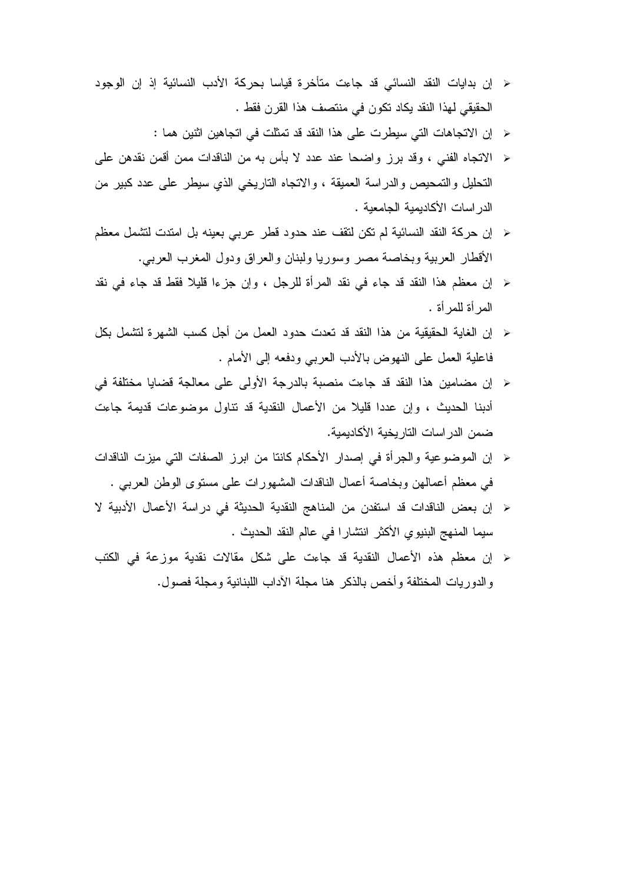- إن بدايات النقد النسائي قد جاءت متأخرة قياسا بحركة الأدب النسائية إذ إن الوجود الحقيقي لهذا النقد يكاد تكون في منتصف هذا القرن فقط .
- إن الاتجاهات التي سيطرت على هذا النقد قد تمثلت في اتجاهين اثنين هما :
- الاتجاه الفني ، وقد برز واضحا عند عدد لا بأس به من الناقدات ممن أقمن نقدهن على التحليل والتمحيص والدراسة العميقة ، والاتجاه التاريخي الذي سيطر على عدد كبير من الدراسات الأكاديمية الجامعية .
- إن حركة النقد النسائية لم تكن لتقف عند حدود قطر عربي بعينه بل امتدت لتشمل معظم الأقطار العربية وبخاصة مصر وسوريا ولبنان والعراق ودول المغرب العربي.
- إن معظم هذا النقد قد جاء في نقد المرأة للرجل ، وإن جزءا قليلا فقط قد جاء في نقد المرأة للمرأة .
- إن الغاية الحقيقية من هذا النقد قد تعدت حدود العمل من أجل كسب الشهرة لتشمل بكل فاعلية العمل على النهوض بالأدب العربي ودفعه إلى الأمام .
- إن مضامين هذا النقد قد جاءت منصبة بالدرجة الأولى على معالجة قضايا مختلفة في أدبنا الحديث ، وإن عددا قليلا من الأعمال النقدية قد تناول موضوعات قديمة جاءت ضمن الدراسات التاريخية الأكاديمية.
- إن الموضوعية والجرأة في إصدار الأحكام كانتا من ابرز الصفات التي ميزت الناقدات في معظم أعمالهن وبخاصة أعمال الناقدات المشهورات على مستوى الوطن العربي .
- إن بعض الناقدات قد استفدن من المناهج النقدية الحديثة في دراسة الأعمال الأدبية لا سيما المنهج البنيوي الأكثر انتشارا في عالم النقد الحديث .
- إن معظم هذه الأعمال النقدية قد جاءت على شكل مقالات نقدية موزعة في الكتب والدوريات المختلفة وأخص بالذكر هنا مجلة الآداب اللبنانية ومجلة فصول.